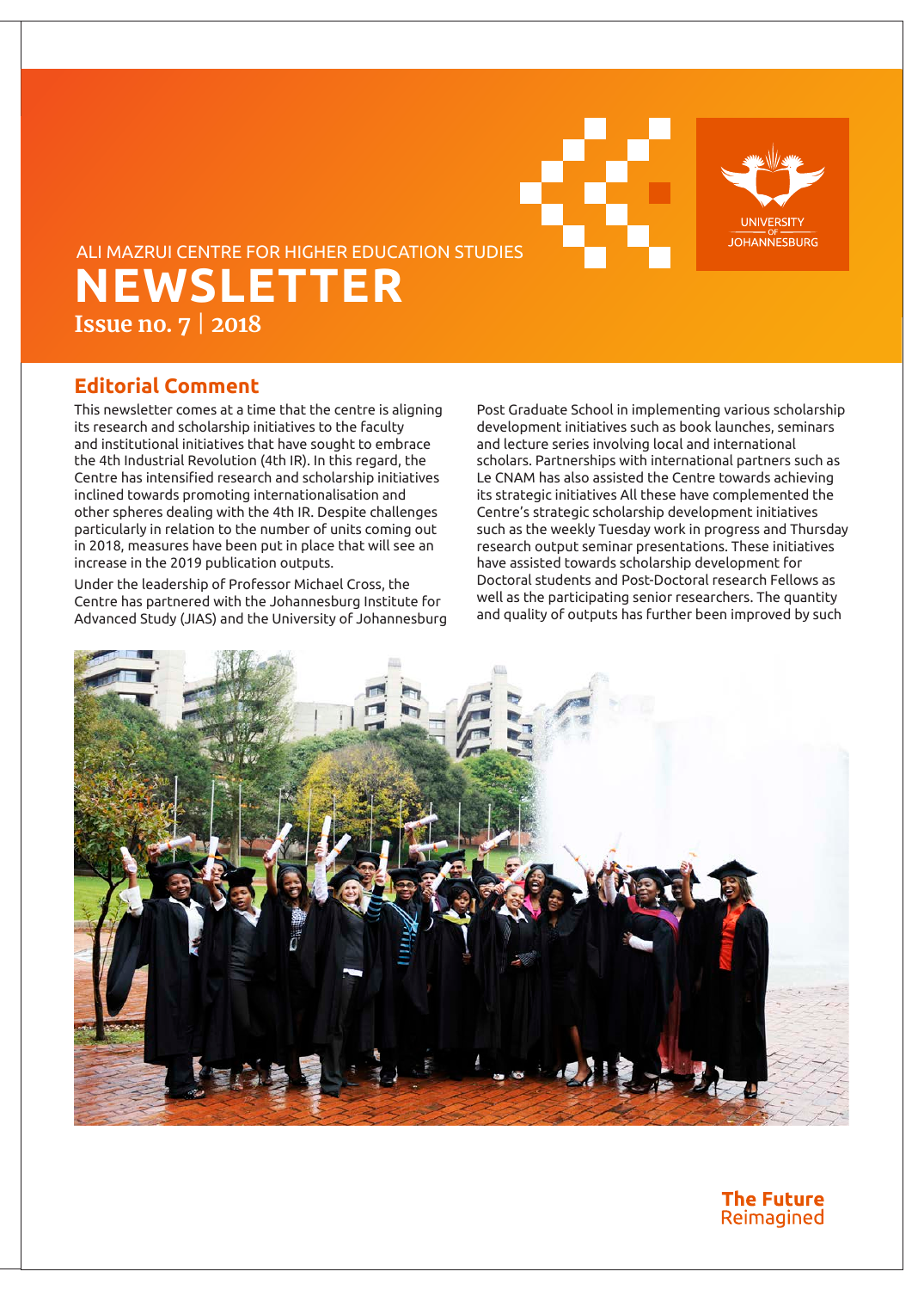ALI MAZRUI CENTRE FOR HIGHER EDUCATION STUDIES

# NEWSLETTER

**Issue no. 7 | 2018**

## Editorial Comment

This newsletter comes at a time that the centre is aligning its research and scholarship initiatives to the faculty and institutional initiatives that have sought to embrace the 4th Industrial Revolution (4th IR). In this regard, the Centre has intensified research and scholarship initiatives inclined towards promoting internationalisation and other spheres dealing with the 4th IR. Despite challenges particularly in relation to the number of units coming out in 2018, measures have been put in place that will see an increase in the 2019 publication outputs.

Under the leadership of Professor Michael Cross, the Centre has partnered with the Johannesburg Institute for Advanced Study (JIAS) and the University of Johannesburg Post Graduate School in implementing various scholarship development initiatives such as book launches, seminars and lecture series involving local and international scholars. Partnerships with international partners such as Le CNAM has also assisted the Centre towards achieving its strategic initiatives All these have complemented the Centre's strategic scholarship development initiatives such as the weekly Tuesday work in progress and Thursday research output seminar presentations. These initiatives have assisted towards scholarship development for Doctoral students and Post-Doctoral research Fellows as well as the participating senior researchers. The quantity and quality of outputs has further been improved by such

**The Future** Reimagined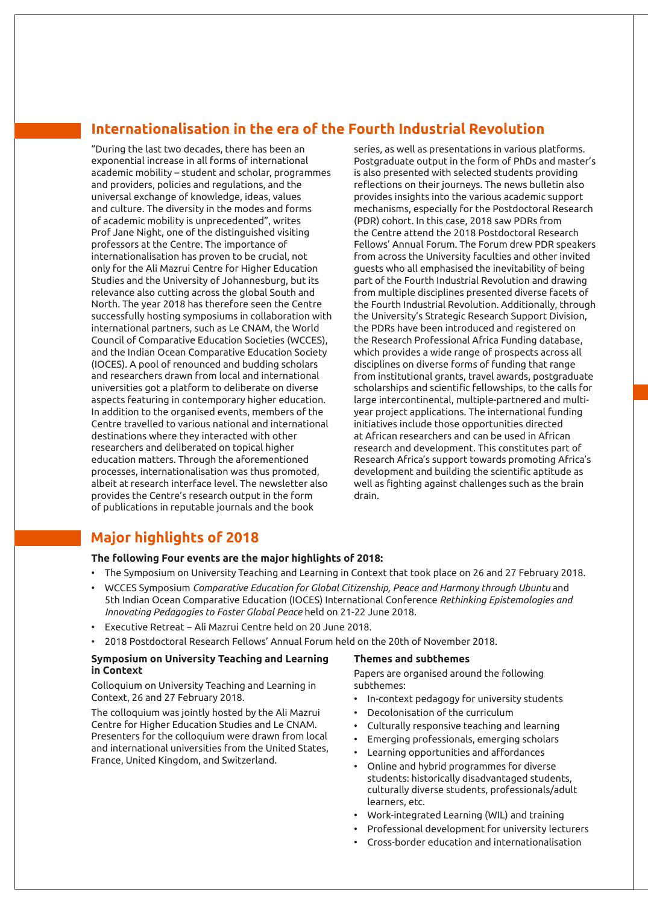## Internationalisation in the era of the Fourth Industrial Revolution

"During the last two decades, there has been an exponential increase in all forms of international academic mobility – student and scholar, programmes and providers, policies and regulations, and the universal exchange of knowledge, ideas, values and culture. The diversity in the modes and forms of academic mobility is unprecedented", writes Prof Jane Night, one of the distinguished visiting professors at the Centre. The importance of internationalisation has proven to be crucial, not only for the Ali Mazrui Centre for Higher Education Studies and the University of Johannesburg, but its relevance also cutting across the global South and North. The year 2018 has therefore seen the Centre successfully hosting symposiums in collaboration with international partners, such as Le CNAM, the World Council of Comparative Education Societies (WCCES), and the Indian Ocean Comparative Education Society (IOCES). A pool of renounced and budding scholars and researchers drawn from local and international universities got a platform to deliberate on diverse aspects featuring in contemporary higher education. In addition to the organised events, members of the Centre travelled to various national and international destinations where they interacted with other researchers and deliberated on topical higher education matters. Through the aforementioned processes, internationalisation was thus promoted, albeit at research interface level. The newsletter also provides the Centre's research output in the form of publications in reputable journals and the book series, as well as presentations in various platforms. Postgraduate output in the form of PhDs and master's is also presented with selected students providing reflections on their journeys. The news bulletin also provides insights into the various academic support mechanisms, especially for the Postdoctoral Research (PDR) cohort. In this case, 2018 saw PDRs from the Centre attend the 2018 Postdoctoral Research Fellows' Annual Forum. The Forum drew PDR speakers from across the University faculties and other invited guests who all emphasised the inevitability of being part of the Fourth Industrial Revolution and drawing from multiple disciplines presented diverse facets of the Fourth Industrial Revolution. Additionally, through the University's Strategic Research Support Division, the PDRs have been introduced and registered on the Research Professional Africa Funding database, which provides a wide range of prospects across all disciplines on diverse forms of funding that range from institutional grants, travel awards, postgraduate scholarships and scientific fellowships, to the calls for large intercontinental, multiple-partnered and multi-year project applications. The international funding initiatives include those opportunities directed at African researchers and can be used in African research and development. This constitutes part of Research Africa's support towards promoting Africa's development and building the scientific aptitude as well as fighting against challenges such as the brain drain.

## Major highlights of 2018

**The following Four events are the major highlights of 2018:**

- The Symposium on University Teaching and Learning in Context that took place on 26 and 27 February 2018.
- WCCES Symposium *Comparative Education for Global Citizenship, Peace and Harmony through Ubuntu* and 5th Indian Ocean Comparative Education (IOCES) International Conference *Rethinking Epistemologies and Innovating Pedagogies to Foster Global Peace* held on 21-22 June 2018.
- Executive Retreat – Ali Mazrui Centre held on 20 June 2018.
- 2018 Postdoctoral Research Fellows' Annual Forum held on the 20th of November 2018.

### Symposium on University Teaching and Learning in Context

Colloquium on University Teaching and Learning in Context, 26 and 27 February 2018.

The colloquium was jointly hosted by the Ali Mazrui Centre for Higher Education Studies and Le CNAM. Presenters for the colloquium were drawn from local and international universities from the United States, France, United Kingdom, and Switzerland.

### Themes and subthemes

Papers are organised around the following subthemes:

- In-context pedagogy for university students
- Decolonisation of the curriculum
- Culturally responsive teaching and learning
- Emerging professionals, emerging scholars
- Learning opportunities and affordances
- Online and hybrid programmes for diverse students: historically disadvantaged students, culturally diverse students, professionals/adult learners, etc.
- Work-integrated Learning (WIL) and training
- Professional development for university lecturers
- Cross-border education and internationalisation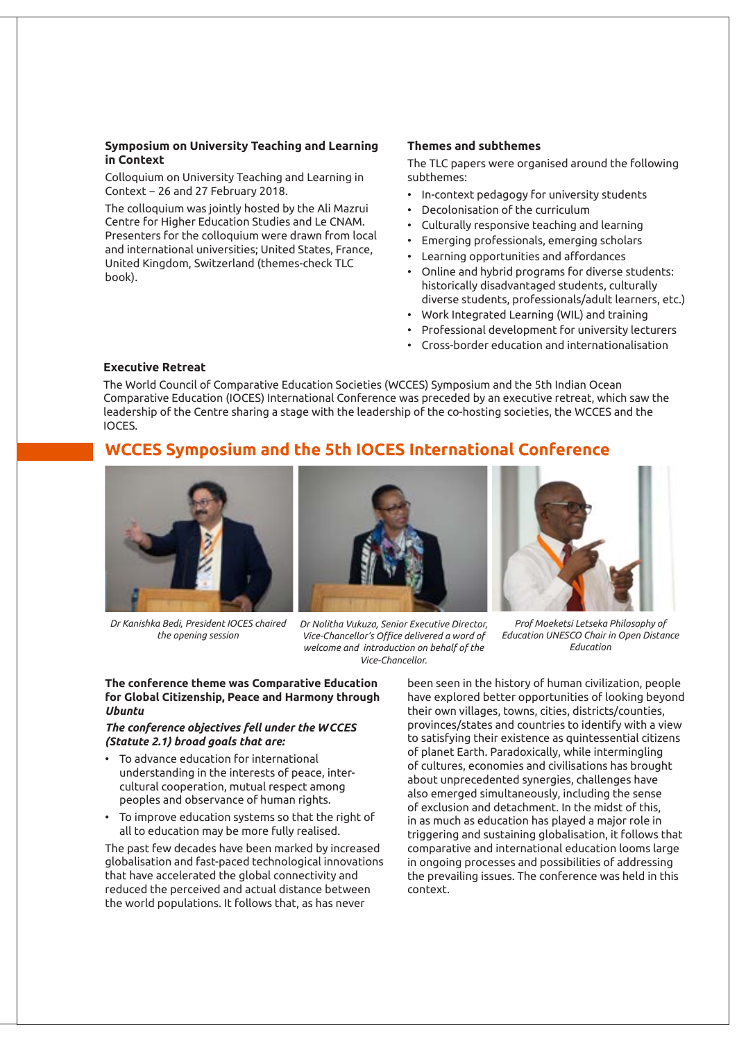### Symposium on University Teaching and Learning in Context

Colloquium on University Teaching and Learning in Context – 26 and 27 February 2018.

The colloquium was jointly hosted by the Ali Mazrui Centre for Higher Education Studies and Le CNAM. Presenters for the colloquium were drawn from local and international universities; United States, France, United Kingdom, Switzerland (themes-check TLC book).

### Themes and subthemes

The TLC papers were organised around the following subthemes:

- In-context pedagogy for university students
- Decolonisation of the curriculum
- Culturally responsive teaching and learning
- Emerging professionals, emerging scholars
- Learning opportunities and affordances
- Online and hybrid programs for diverse students: historically disadvantaged students, culturally diverse students, professionals/adult learners, etc.)
- Work Integrated Learning (WIL) and training
- Professional development for university lecturers
- Cross-border education and internationalisation

### Executive Retreat

The World Council of Comparative Education Societies (WCCES) Symposium and the 5th Indian Ocean Comparative Education (IOCES) International Conference was preceded by an executive retreat, which saw the leadership of the Centre sharing a stage with the leadership of the co-hosting societies, the WCCES and the IOCES.

## WCCES Symposium and the 5th IOCES International Conference

*Dr Kanishka Bedi, President IOCES chaired the opening session*

*Dr Nolitha Vukuza, Senior Executive Director, Vice-Chancellor's Office delivered a word of welcome and introduction on behalf of the Vice-Chancellor.*

*Prof Moeketsi Letseka Philosophy of Education UNESCO Chair in Open Distance Education*

**The conference theme was Comparative Education for Global Citizenship, Peace and Harmony through *Ubuntu***

***The conference objectives fell under the WCCES (Statute 2.1) broad goals that are:***

- To advance education for international understanding in the interests of peace, inter-cultural cooperation, mutual respect among peoples and observance of human rights.
- To improve education systems so that the right of all to education may be more fully realised.

The past few decades have been marked by increased globalisation and fast-paced technological innovations that have accelerated the global connectivity and reduced the perceived and actual distance between the world populations. It follows that, as has never been seen in the history of human civilization, people have explored better opportunities of looking beyond their own villages, towns, cities, districts/counties, provinces/states and countries to identify with a view to satisfying their existence as quintessential citizens of planet Earth. Paradoxically, while intermingling of cultures, economies and civilisations has brought about unprecedented synergies, challenges have also emerged simultaneously, including the sense of exclusion and detachment. In the midst of this, in as much as education has played a major role in triggering and sustaining globalisation, it follows that comparative and international education looms large in ongoing processes and possibilities of addressing the prevailing issues. The conference was held in this context.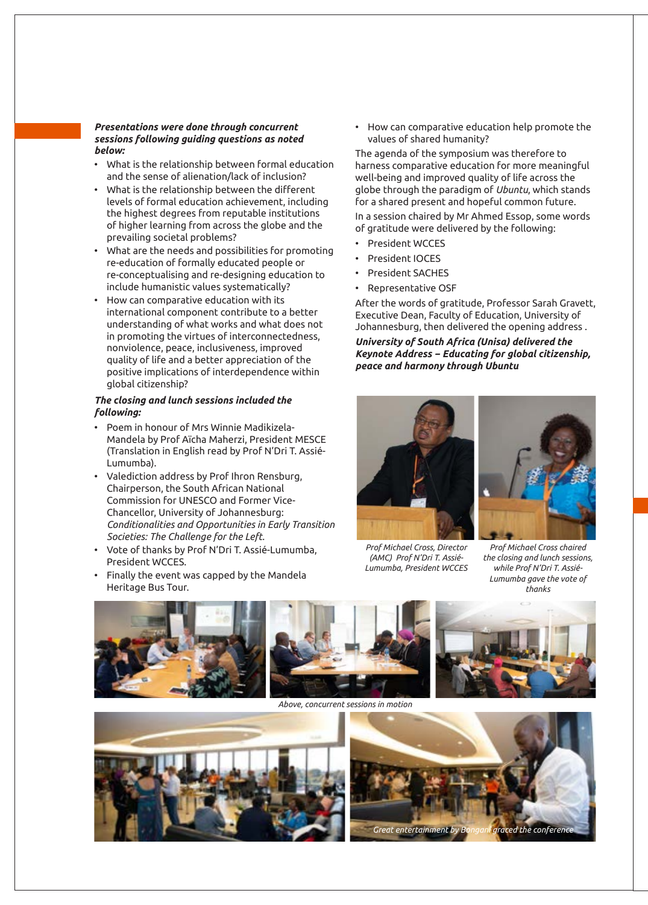***Presentations were done through concurrent sessions following guiding questions as noted below:***

- What is the relationship between formal education and the sense of alienation/lack of inclusion?
- What is the relationship between the different levels of formal education achievement, including the highest degrees from reputable institutions of higher learning from across the globe and the prevailing societal problems?
- What are the needs and possibilities for promoting re-education of formally educated people or re-conceptualising and re-designing education to include humanistic values systematically?
- How can comparative education with its international component contribute to a better understanding of what works and what does not in promoting the virtues of interconnectedness, nonviolence, peace, inclusiveness, improved quality of life and a better appreciation of the positive implications of interdependence within global citizenship?

***The closing and lunch sessions included the following:***

- Poem in honour of Mrs Winnie Madikizela-Mandela by Prof Aïcha Maherzi, President MESCE (Translation in English read by Prof N'Dri T. Assié-Lumumba).
- Valediction address by Prof Ihron Rensburg, Chairperson, the South African National Commission for UNESCO and Former Vice-Chancellor, University of Johannesburg: *Conditionalities and Opportunities in Early Transition Societies: The Challenge for the Left.*
- Vote of thanks by Prof N'Dri T. Assié-Lumumba, President WCCES.
- Finally the event was capped by the Mandela Heritage Bus Tour.

- How can comparative education help promote the values of shared humanity?

The agenda of the symposium was therefore to harness comparative education for more meaningful well-being and improved quality of life across the globe through the paradigm of *Ubuntu*, which stands for a shared present and hopeful common future.

In a session chaired by Mr Ahmed Essop, some words of gratitude were delivered by the following:

- President WCCES
- President IOCES
- President SACHES
- Representative OSF

After the words of gratitude, Professor Sarah Gravett, Executive Dean, Faculty of Education, University of Johannesburg, then delivered the opening address .

***University of South Africa (Unisa) delivered the Keynote Address – Educating for global citizenship, peace and harmony through Ubuntu***

*Prof Michael Cross, Director (AMC) Prof N'Dri T. Assié-Lumumba, President WCCES*

*Prof Michael Cross chaired the closing and lunch sessions, while Prof N'Dri T. Assié-Lumumba gave the vote of thanks*

*Above, concurrent sessions in motion*

*Great entertainment by Bongani graced the conference*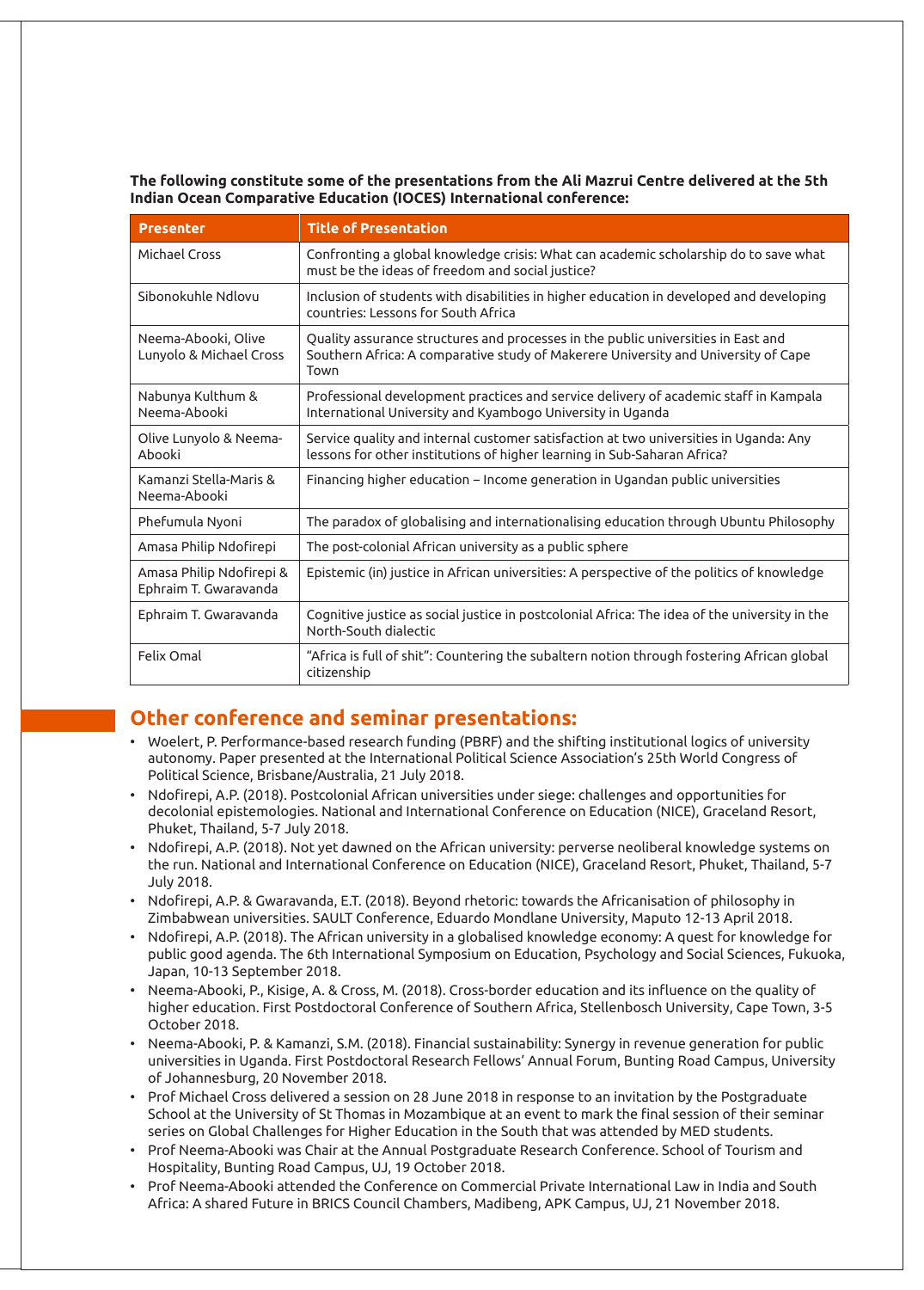**The following constitute some of the presentations from the Ali Mazrui Centre delivered at the 5th Indian Ocean Comparative Education (IOCES) International conference:**

| Presenter | Title of Presentation |
| --- | --- |
| Michael Cross | Confronting a global knowledge crisis: What can academic scholarship do to save what must be the ideas of freedom and social justice? |
| Sibonokuhle Ndlovu | Inclusion of students with disabilities in higher education in developed and developing countries: Lessons for South Africa |
| Neema-Abooki, Olive Lunyolo & Michael Cross | Quality assurance structures and processes in the public universities in East and Southern Africa: A comparative study of Makerere University and University of Cape Town |
| Nabunya Kulthum & Neema-Abooki | Professional development practices and service delivery of academic staff in Kampala International University and Kyambogo University in Uganda |
| Olive Lunyolo & Neema-Abooki | Service quality and internal customer satisfaction at two universities in Uganda: Any lessons for other institutions of higher learning in Sub-Saharan Africa? |
| Kamanzi Stella-Maris & Neema-Abooki | Financing higher education – Income generation in Ugandan public universities |
| Phefumula Nyoni | The paradox of globalising and internationalising education through Ubuntu Philosophy |
| Amasa Philip Ndofirepi | The post-colonial African university as a public sphere |
| Amasa Philip Ndofirepi & Ephraim T. Gwaravanda | Epistemic (in) justice in African universities: A perspective of the politics of knowledge |
| Ephraim T. Gwaravanda | Cognitive justice as social justice in postcolonial Africa: The idea of the university in the North-South dialectic |
| Felix Omal | "Africa is full of shit": Countering the subaltern notion through fostering African global citizenship |

## Other conference and seminar presentations:

- Woelert, P. Performance-based research funding (PBRF) and the shifting institutional logics of university autonomy. Paper presented at the International Political Science Association's 25th World Congress of Political Science, Brisbane/Australia, 21 July 2018.
- Ndofirepi, A.P. (2018). Postcolonial African universities under siege: challenges and opportunities for decolonial epistemologies. National and International Conference on Education (NICE), Graceland Resort, Phuket, Thailand, 5-7 July 2018.
- Ndofirepi, A.P. (2018). Not yet dawned on the African university: perverse neoliberal knowledge systems on the run. National and International Conference on Education (NICE), Graceland Resort, Phuket, Thailand, 5-7 July 2018.
- Ndofirepi, A.P. & Gwaravanda, E.T. (2018). Beyond rhetoric: towards the Africanisation of philosophy in Zimbabwean universities. SAULT Conference, Eduardo Mondlane University, Maputo 12-13 April 2018.
- Ndofirepi, A.P. (2018). The African university in a globalised knowledge economy: A quest for knowledge for public good agenda. The 6th International Symposium on Education, Psychology and Social Sciences, Fukuoka, Japan, 10-13 September 2018.
- Neema-Abooki, P., Kisige, A. & Cross, M. (2018). Cross-border education and its influence on the quality of higher education. First Postdoctoral Conference of Southern Africa, Stellenbosch University, Cape Town, 3-5 October 2018.
- Neema-Abooki, P. & Kamanzi, S.M. (2018). Financial sustainability: Synergy in revenue generation for public universities in Uganda. First Postdoctoral Research Fellows' Annual Forum, Bunting Road Campus, University of Johannesburg, 20 November 2018.
- Prof Michael Cross delivered a session on 28 June 2018 in response to an invitation by the Postgraduate School at the University of St Thomas in Mozambique at an event to mark the final session of their seminar series on Global Challenges for Higher Education in the South that was attended by MED students.
- Prof Neema-Abooki was Chair at the Annual Postgraduate Research Conference. School of Tourism and Hospitality, Bunting Road Campus, UJ, 19 October 2018.
- Prof Neema-Abooki attended the Conference on Commercial Private International Law in India and South Africa: A shared Future in BRICS Council Chambers, Madibeng, APK Campus, UJ, 21 November 2018.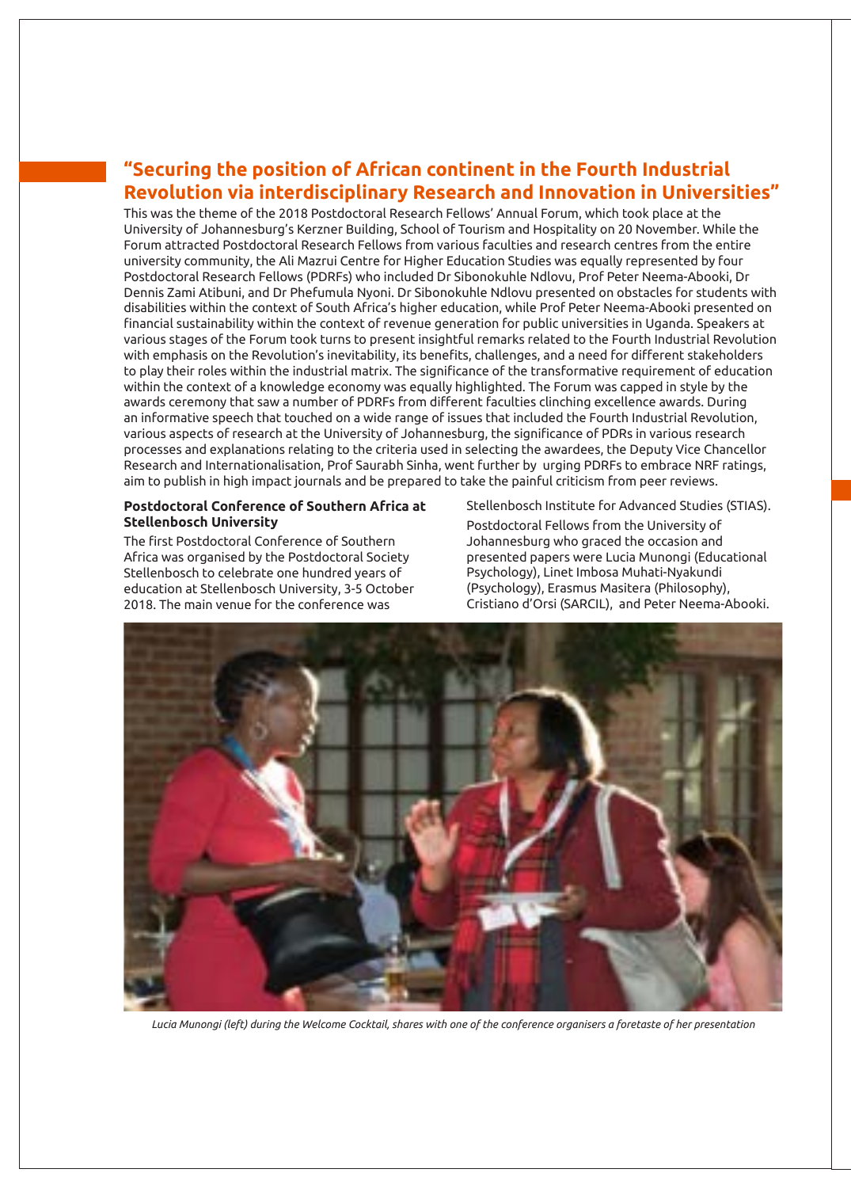## "Securing the position of African continent in the Fourth Industrial Revolution via interdisciplinary Research and Innovation in Universities"

This was the theme of the 2018 Postdoctoral Research Fellows' Annual Forum, which took place at the University of Johannesburg's Kerzner Building, School of Tourism and Hospitality on 20 November. While the Forum attracted Postdoctoral Research Fellows from various faculties and research centres from the entire university community, the Ali Mazrui Centre for Higher Education Studies was equally represented by four Postdoctoral Research Fellows (PDRFs) who included Dr Sibonokuhle Ndlovu, Prof Peter Neema-Abooki, Dr Dennis Zami Atibuni, and Dr Phefumula Nyoni. Dr Sibonokuhle Ndlovu presented on obstacles for students with disabilities within the context of South Africa's higher education, while Prof Peter Neema-Abooki presented on financial sustainability within the context of revenue generation for public universities in Uganda. Speakers at various stages of the Forum took turns to present insightful remarks related to the Fourth Industrial Revolution with emphasis on the Revolution's inevitability, its benefits, challenges, and a need for different stakeholders to play their roles within the industrial matrix. The significance of the transformative requirement of education within the context of a knowledge economy was equally highlighted. The Forum was capped in style by the awards ceremony that saw a number of PDRFs from different faculties clinching excellence awards. During an informative speech that touched on a wide range of issues that included the Fourth Industrial Revolution, various aspects of research at the University of Johannesburg, the significance of PDRs in various research processes and explanations relating to the criteria used in selecting the awardees, the Deputy Vice Chancellor Research and Internationalisation, Prof Saurabh Sinha, went further by urging PDRFs to embrace NRF ratings, aim to publish in high impact journals and be prepared to take the painful criticism from peer reviews.

### Postdoctoral Conference of Southern Africa at Stellenbosch University

The first Postdoctoral Conference of Southern Africa was organised by the Postdoctoral Society Stellenbosch to celebrate one hundred years of education at Stellenbosch University, 3-5 October 2018. The main venue for the conference was Stellenbosch Institute for Advanced Studies (STIAS).

Postdoctoral Fellows from the University of Johannesburg who graced the occasion and presented papers were Lucia Munongi (Educational Psychology), Linet Imbosa Muhati-Nyakundi (Psychology), Erasmus Masitera (Philosophy), Cristiano d'Orsi (SARCIL), and Peter Neema-Abooki.

*Lucia Munongi (left) during the Welcome Cocktail, shares with one of the conference organisers a foretaste of her presentation*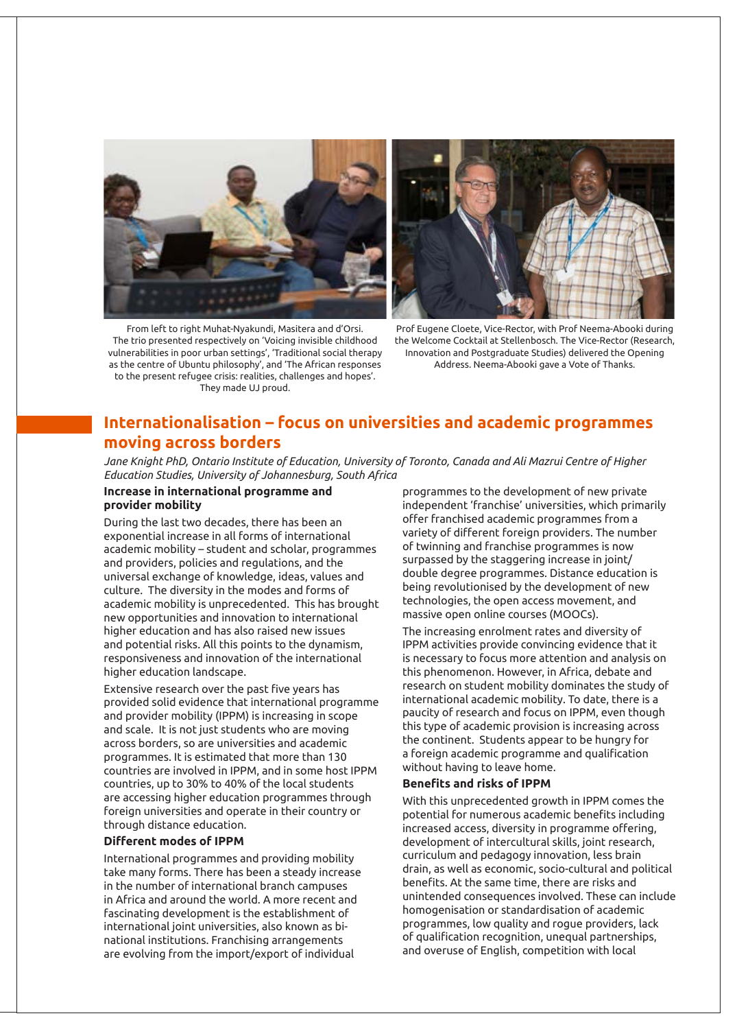From left to right Muhat-Nyakundi, Masitera and d'Orsi. The trio presented respectively on 'Voicing invisible childhood vulnerabilities in poor urban settings', 'Traditional social therapy as the centre of Ubuntu philosophy', and 'The African responses to the present refugee crisis: realities, challenges and hopes'. They made UJ proud.

Prof Eugene Cloete, Vice-Rector, with Prof Neema-Abooki during the Welcome Cocktail at Stellenbosch. The Vice-Rector (Research, Innovation and Postgraduate Studies) delivered the Opening Address. Neema-Abooki gave a Vote of Thanks.

## Internationalisation – focus on universities and academic programmes moving across borders

*Jane Knight PhD, Ontario Institute of Education, University of Toronto, Canada and Ali Mazrui Centre of Higher Education Studies, University of Johannesburg, South Africa*

### Increase in international programme and provider mobility

During the last two decades, there has been an exponential increase in all forms of international academic mobility – student and scholar, programmes and providers, policies and regulations, and the universal exchange of knowledge, ideas, values and culture. The diversity in the modes and forms of academic mobility is unprecedented. This has brought new opportunities and innovation to international higher education and has also raised new issues and potential risks. All this points to the dynamism, responsiveness and innovation of the international higher education landscape.

Extensive research over the past five years has provided solid evidence that international programme and provider mobility (IPPM) is increasing in scope and scale. It is not just students who are moving across borders, so are universities and academic programmes. It is estimated that more than 130 countries are involved in IPPM, and in some host IPPM countries, up to 30% to 40% of the local students are accessing higher education programmes through foreign universities and operate in their country or through distance education.

### Different modes of IPPM

International programmes and providing mobility take many forms. There has been a steady increase in the number of international branch campuses in Africa and around the world. A more recent and fascinating development is the establishment of international joint universities, also known as bi-national institutions. Franchising arrangements are evolving from the import/export of individual programmes to the development of new private independent 'franchise' universities, which primarily offer franchised academic programmes from a variety of different foreign providers. The number of twinning and franchise programmes is now surpassed by the staggering increase in joint/double degree programmes. Distance education is being revolutionised by the development of new technologies, the open access movement, and massive open online courses (MOOCs).

The increasing enrolment rates and diversity of IPPM activities provide convincing evidence that it is necessary to focus more attention and analysis on this phenomenon. However, in Africa, debate and research on student mobility dominates the study of international academic mobility. To date, there is a paucity of research and focus on IPPM, even though this type of academic provision is increasing across the continent. Students appear to be hungry for a foreign academic programme and qualification without having to leave home.

### Benefits and risks of IPPM

With this unprecedented growth in IPPM comes the potential for numerous academic benefits including increased access, diversity in programme offering, development of intercultural skills, joint research, curriculum and pedagogy innovation, less brain drain, as well as economic, socio-cultural and political benefits. At the same time, there are risks and unintended consequences involved. These can include homogenisation or standardisation of academic programmes, low quality and rogue providers, lack of qualification recognition, unequal partnerships, and overuse of English, competition with local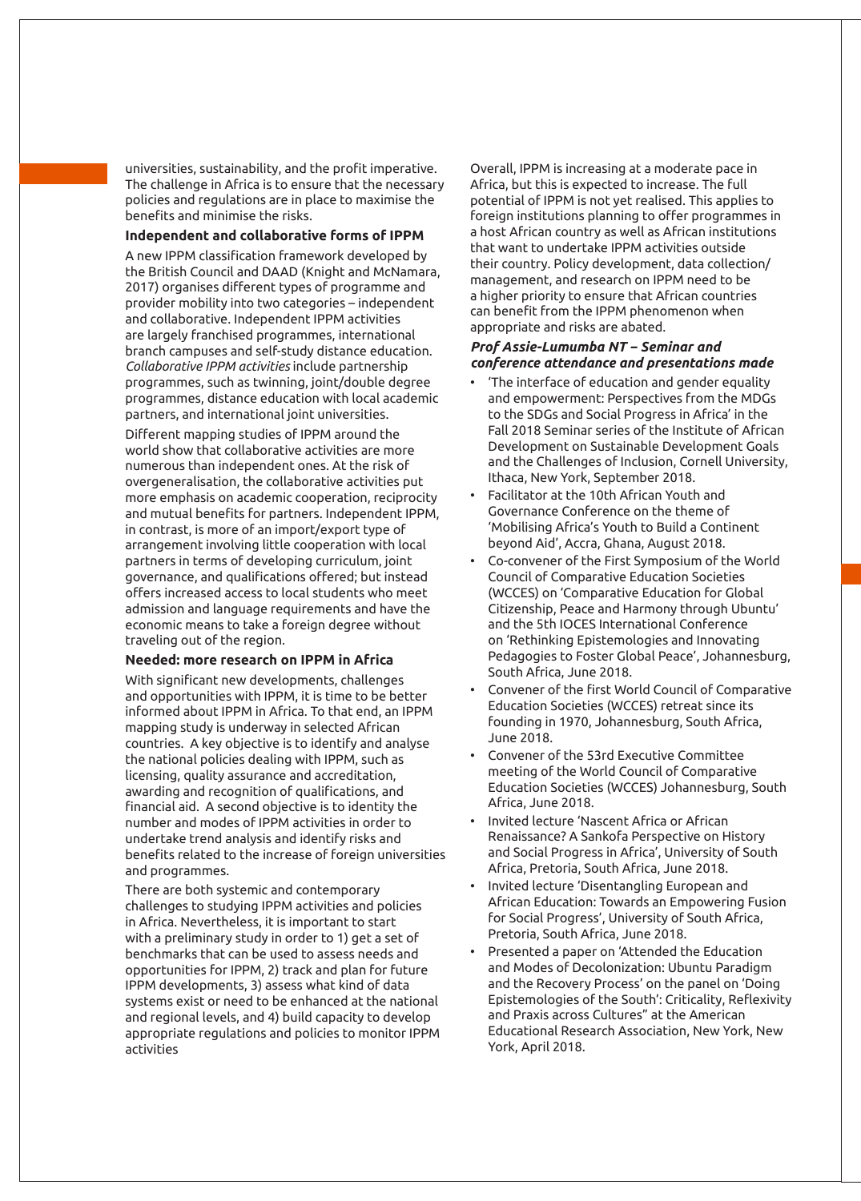universities, sustainability, and the profit imperative. The challenge in Africa is to ensure that the necessary policies and regulations are in place to maximise the benefits and minimise the risks.

**Independent and collaborative forms of IPPM**

A new IPPM classification framework developed by the British Council and DAAD (Knight and McNamara, 2017) organises different types of programme and provider mobility into two categories – independent and collaborative. Independent IPPM activities are largely franchised programmes, international branch campuses and self-study distance education. *Collaborative IPPM activities* include partnership programmes, such as twinning, joint/double degree programmes, distance education with local academic partners, and international joint universities.

Different mapping studies of IPPM around the world show that collaborative activities are more numerous than independent ones. At the risk of overgeneralisation, the collaborative activities put more emphasis on academic cooperation, reciprocity and mutual benefits for partners. Independent IPPM, in contrast, is more of an import/export type of arrangement involving little cooperation with local partners in terms of developing curriculum, joint governance, and qualifications offered; but instead offers increased access to local students who meet admission and language requirements and have the economic means to take a foreign degree without traveling out of the region.

**Needed: more research on IPPM in Africa**

With significant new developments, challenges and opportunities with IPPM, it is time to be better informed about IPPM in Africa. To that end, an IPPM mapping study is underway in selected African countries. A key objective is to identify and analyse the national policies dealing with IPPM, such as licensing, quality assurance and accreditation, awarding and recognition of qualifications, and financial aid. A second objective is to identity the number and modes of IPPM activities in order to undertake trend analysis and identify risks and benefits related to the increase of foreign universities and programmes.

There are both systemic and contemporary challenges to studying IPPM activities and policies in Africa. Nevertheless, it is important to start with a preliminary study in order to 1) get a set of benchmarks that can be used to assess needs and opportunities for IPPM, 2) track and plan for future IPPM developments, 3) assess what kind of data systems exist or need to be enhanced at the national and regional levels, and 4) build capacity to develop appropriate regulations and policies to monitor IPPM activities

Overall, IPPM is increasing at a moderate pace in Africa, but this is expected to increase. The full potential of IPPM is not yet realised. This applies to foreign institutions planning to offer programmes in a host African country as well as African institutions that want to undertake IPPM activities outside their country. Policy development, data collection/management, and research on IPPM need to be a higher priority to ensure that African countries can benefit from the IPPM phenomenon when appropriate and risks are abated.

***Prof Assie-Lumumba NT – Seminar and conference attendance and presentations made***

- 'The interface of education and gender equality and empowerment: Perspectives from the MDGs to the SDGs and Social Progress in Africa' in the Fall 2018 Seminar series of the Institute of African Development on Sustainable Development Goals and the Challenges of Inclusion, Cornell University, Ithaca, New York, September 2018.
- Facilitator at the 10th African Youth and Governance Conference on the theme of 'Mobilising Africa's Youth to Build a Continent beyond Aid', Accra, Ghana, August 2018.
- Co-convener of the First Symposium of the World Council of Comparative Education Societies (WCCES) on 'Comparative Education for Global Citizenship, Peace and Harmony through Ubuntu' and the 5th IOCES International Conference on 'Rethinking Epistemologies and Innovating Pedagogies to Foster Global Peace', Johannesburg, South Africa, June 2018.
- Convener of the first World Council of Comparative Education Societies (WCCES) retreat since its founding in 1970, Johannesburg, South Africa, June 2018.
- Convener of the 53rd Executive Committee meeting of the World Council of Comparative Education Societies (WCCES) Johannesburg, South Africa, June 2018.
- Invited lecture 'Nascent Africa or African Renaissance? A Sankofa Perspective on History and Social Progress in Africa', University of South Africa, Pretoria, South Africa, June 2018.
- Invited lecture 'Disentangling European and African Education: Towards an Empowering Fusion for Social Progress', University of South Africa, Pretoria, South Africa, June 2018.
- Presented a paper on 'Attended the Education and Modes of Decolonization: Ubuntu Paradigm and the Recovery Process' on the panel on 'Doing Epistemologies of the South': Criticality, Reflexivity and Praxis across Cultures" at the American Educational Research Association, New York, New York, April 2018.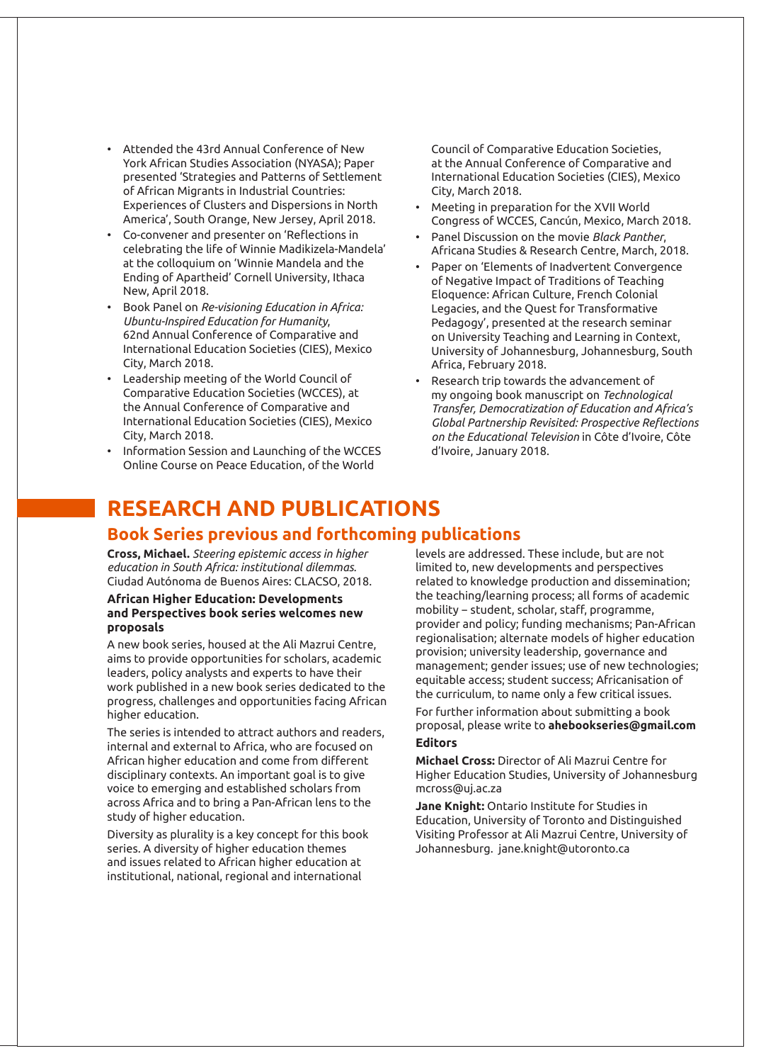- Attended the 43rd Annual Conference of New York African Studies Association (NYASA); Paper presented 'Strategies and Patterns of Settlement of African Migrants in Industrial Countries: Experiences of Clusters and Dispersions in North America', South Orange, New Jersey, April 2018.
- Co-convener and presenter on 'Reflections in celebrating the life of Winnie Madikizela-Mandela' at the colloquium on 'Winnie Mandela and the Ending of Apartheid' Cornell University, Ithaca New, April 2018.
- Book Panel on *Re-visioning Education in Africa: Ubuntu-Inspired Education for Humanity*, 62nd Annual Conference of Comparative and International Education Societies (CIES), Mexico City, March 2018.
- Leadership meeting of the World Council of Comparative Education Societies (WCCES), at the Annual Conference of Comparative and International Education Societies (CIES), Mexico City, March 2018.
- Information Session and Launching of the WCCES Online Course on Peace Education, of the World Council of Comparative Education Societies, at the Annual Conference of Comparative and International Education Societies (CIES), Mexico City, March 2018.
- Meeting in preparation for the XVII World Congress of WCCES, Cancún, Mexico, March 2018.
- Panel Discussion on the movie *Black Panther*, Africana Studies & Research Centre, March, 2018.
- Paper on 'Elements of Inadvertent Convergence of Negative Impact of Traditions of Teaching Eloquence: African Culture, French Colonial Legacies, and the Quest for Transformative Pedagogy', presented at the research seminar on University Teaching and Learning in Context, University of Johannesburg, Johannesburg, South Africa, February 2018.
- Research trip towards the advancement of my ongoing book manuscript on *Technological Transfer, Democratization of Education and Africa's Global Partnership Revisited: Prospective Reflections on the Educational Television* in Côte d'Ivoire, Côte d'Ivoire, January 2018.

# RESEARCH AND PUBLICATIONS

## Book Series previous and forthcoming publications

**Cross, Michael.** *Steering epistemic access in higher education in South Africa: institutional dilemmas.* Ciudad Autónoma de Buenos Aires: CLACSO, 2018.

**African Higher Education: Developments and Perspectives book series welcomes new proposals**

A new book series, housed at the Ali Mazrui Centre, aims to provide opportunities for scholars, academic leaders, policy analysts and experts to have their work published in a new book series dedicated to the progress, challenges and opportunities facing African higher education.

The series is intended to attract authors and readers, internal and external to Africa, who are focused on African higher education and come from different disciplinary contexts. An important goal is to give voice to emerging and established scholars from across Africa and to bring a Pan-African lens to the study of higher education.

Diversity as plurality is a key concept for this book series. A diversity of higher education themes and issues related to African higher education at institutional, national, regional and international levels are addressed. These include, but are not limited to, new developments and perspectives related to knowledge production and dissemination; the teaching/learning process; all forms of academic mobility – student, scholar, staff, programme, provider and policy; funding mechanisms; Pan-African regionalisation; alternate models of higher education provision; university leadership, governance and management; gender issues; use of new technologies; equitable access; student success; Africanisation of the curriculum, to name only a few critical issues.

For further information about submitting a book proposal, please write to **ahebookseries@gmail.com**

**Editors**

**Michael Cross:** Director of Ali Mazrui Centre for Higher Education Studies, University of Johannesburg mcross@uj.ac.za

**Jane Knight:** Ontario Institute for Studies in Education, University of Toronto and Distinguished Visiting Professor at Ali Mazrui Centre, University of Johannesburg. jane.knight@utoronto.ca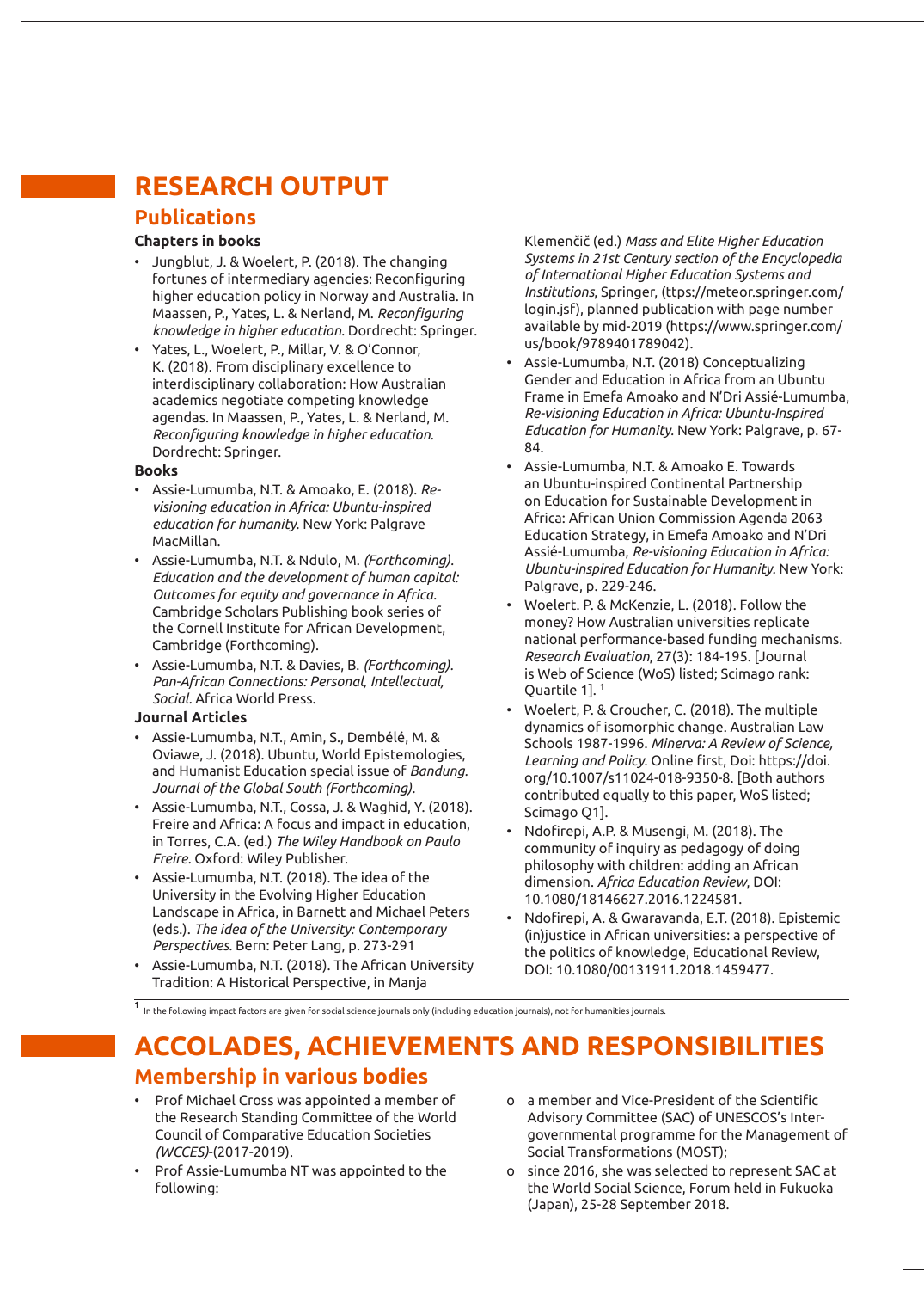# RESEARCH OUTPUT

## Publications

### Chapters in books

- Jungblut, J. & Woelert, P. (2018). The changing fortunes of intermediary agencies: Reconfiguring higher education policy in Norway and Australia. In Maassen, P., Yates, L. & Nerland, M. *Reconfiguring knowledge in higher education.* Dordrecht: Springer.
- Yates, L., Woelert, P., Millar, V. & O'Connor, K. (2018). From disciplinary excellence to interdisciplinary collaboration: How Australian academics negotiate competing knowledge agendas. In Maassen, P., Yates, L. & Nerland, M. *Reconfiguring knowledge in higher education.* Dordrecht: Springer.

### Books

- Assie-Lumumba, N.T. & Amoako, E. (2018). *Re-visioning education in Africa: Ubuntu-inspired education for humanity.* New York: Palgrave MacMillan.
- Assie-Lumumba, N.T. & Ndulo, M. *(Forthcoming). Education and the development of human capital: Outcomes for equity and governance in Africa.* Cambridge Scholars Publishing book series of the Cornell Institute for African Development, Cambridge (Forthcoming).
- Assie-Lumumba, N.T. & Davies, B. *(Forthcoming). Pan-African Connections: Personal, Intellectual, Social.* Africa World Press.

### Journal Articles

- Assie-Lumumba, N.T., Amin, S., Dembélé, M. & Oviawe, J. (2018). Ubuntu, World Epistemologies, and Humanist Education special issue of *Bandung. Journal of the Global South (Forthcoming).*
- Assie-Lumumba, N.T., Cossa, J. & Waghid, Y. (2018). Freire and Africa: A focus and impact in education, in Torres, C.A. (ed.) *The Wiley Handbook on Paulo Freire.* Oxford: Wiley Publisher.
- Assie-Lumumba, N.T. (2018). The idea of the University in the Evolving Higher Education Landscape in Africa, in Barnett and Michael Peters (eds.). *The idea of the University: Contemporary Perspectives.* Bern: Peter Lang, p. 273-291
- Assie-Lumumba, N.T. (2018). The African University Tradition: A Historical Perspective, in Manja Klemenčič (ed.) *Mass and Elite Higher Education Systems in 21st Century section of the Encyclopedia of International Higher Education Systems and Institutions*, Springer, (ttps://meteor.springer.com/login.jsf), planned publication with page number available by mid-2019 (https://www.springer.com/us/book/9789401789042).
- Assie-Lumumba, N.T. (2018) Conceptualizing Gender and Education in Africa from an Ubuntu Frame in Emefa Amoako and N'Dri Assié-Lumumba, *Re-visioning Education in Africa: Ubuntu-Inspired Education for Humanity.* New York: Palgrave, p. 67-84.
- Assie-Lumumba, N.T. & Amoako E. Towards an Ubuntu-inspired Continental Partnership on Education for Sustainable Development in Africa: African Union Commission Agenda 2063 Education Strategy, in Emefa Amoako and N'Dri Assié-Lumumba, *Re-visioning Education in Africa: Ubuntu-Inspired Education for Humanity.* New York: Palgrave, p. 229-246.
- Woelert. P. & McKenzie, L. (2018). Follow the money? How Australian universities replicate national performance-based funding mechanisms. *Research Evaluation*, 27(3): 184-195. [Journal is Web of Science (WoS) listed; Scimago rank: Quartile 1]. [1]
- Woelert, P. & Croucher, C. (2018). The multiple dynamics of isomorphic change. Australian Law Schools 1987-1996. *Minerva: A Review of Science, Learning and Policy.* Online first, Doi: https://doi.org/10.1007/s11024-018-9350-8. [Both authors contributed equally to this paper, WoS listed; Scimago Q1].
- Ndofirepi, A.P. & Musengi, M. (2018). The community of inquiry as pedagogy of doing philosophy with children: adding an African dimension. *Africa Education Review*, DOI: 10.1080/18146627.2016.1224581.
- Ndofirepi, A. & Gwaravanda, E.T. (2018). Epistemic (in)justice in African universities: a perspective of the politics of knowledge, Educational Review, DOI: 10.1080/00131911.2018.1459477.

[1] In the following impact factors are given for social science journals only (including education journals), not for humanities journals.

# ACCOLADES, ACHIEVEMENTS AND RESPONSIBILITIES

## Membership in various bodies

- Prof Michael Cross was appointed a member of the Research Standing Committee of the World Council of Comparative Education Societies *(WCCES)*-(2017-2019).
- Prof Assie-Lumumba NT was appointed to the following:
  - a member and Vice-President of the Scientific Advisory Committee (SAC) of UNESCOS's Inter-governmental programme for the Management of Social Transformations (MOST);
  - since 2016, she was selected to represent SAC at the World Social Science, Forum held in Fukuoka (Japan), 25-28 September 2018.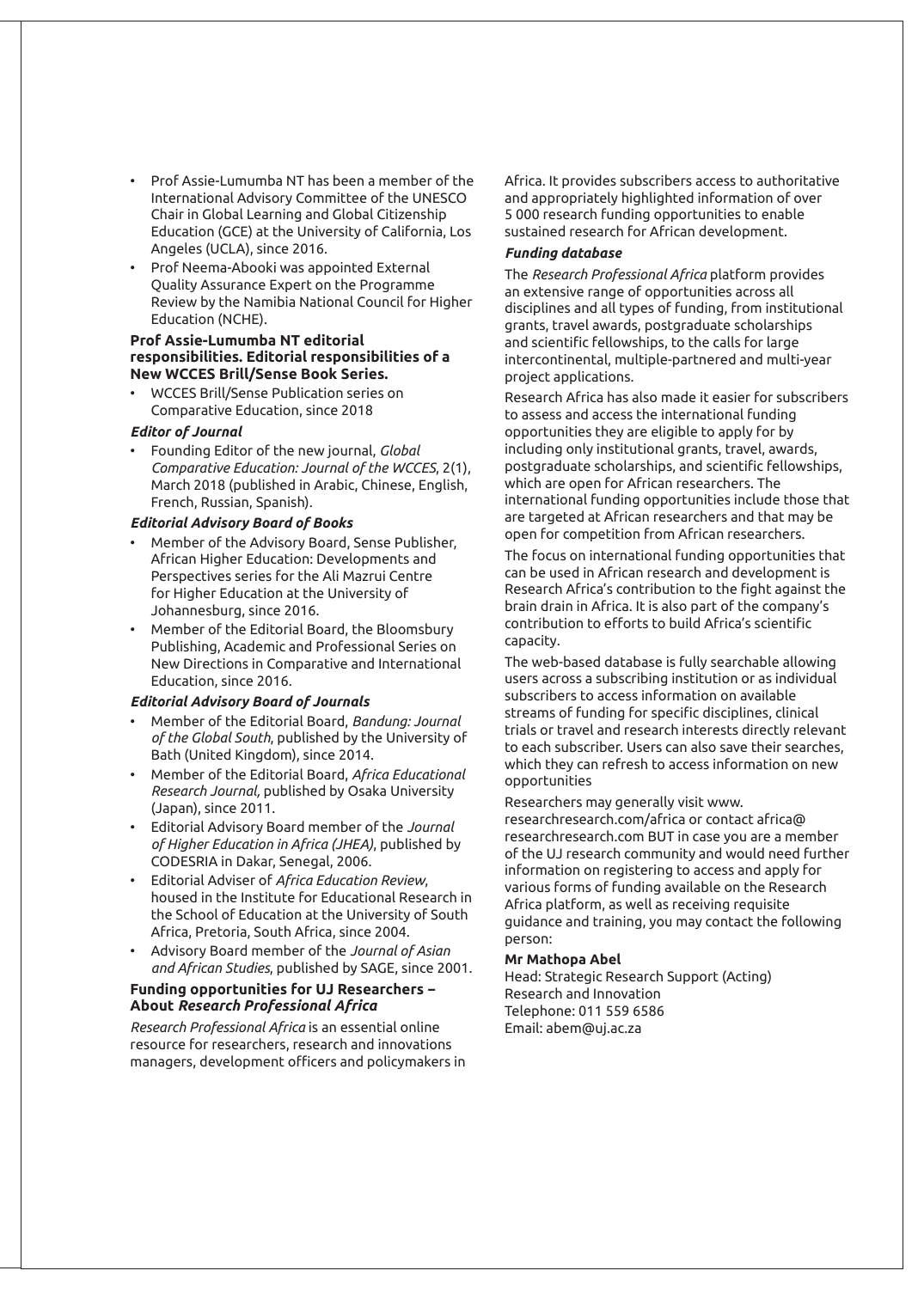- Prof Assie-Lumumba NT has been a member of the International Advisory Committee of the UNESCO Chair in Global Learning and Global Citizenship Education (GCE) at the University of California, Los Angeles (UCLA), since 2016.
- Prof Neema-Abooki was appointed External Quality Assurance Expert on the Programme Review by the Namibia National Council for Higher Education (NCHE).

**Prof Assie-Lumumba NT editorial responsibilities. Editorial responsibilities of a New WCCES Brill/Sense Book Series.**

- WCCES Brill/Sense Publication series on Comparative Education, since 2018

***Editor of Journal***

- Founding Editor of the new journal, *Global Comparative Education: Journal of the WCCES*, 2(1), March 2018 (published in Arabic, Chinese, English, French, Russian, Spanish).

***Editorial Advisory Board of Books***

- Member of the Advisory Board, Sense Publisher, African Higher Education: Developments and Perspectives series for the Ali Mazrui Centre for Higher Education at the University of Johannesburg, since 2016.
- Member of the Editorial Board, the Bloomsbury Publishing, Academic and Professional Series on New Directions in Comparative and International Education, since 2016.

***Editorial Advisory Board of Journals***

- Member of the Editorial Board, *Bandung: Journal of the Global South*, published by the University of Bath (United Kingdom), since 2014.
- Member of the Editorial Board, *Africa Educational Research Journal,* published by Osaka University (Japan), since 2011.
- Editorial Advisory Board member of the *Journal of Higher Education in Africa (JHEA)*, published by CODESRIA in Dakar, Senegal, 2006.
- Editorial Adviser of *Africa Education Review*, housed in the Institute for Educational Research in the School of Education at the University of South Africa, Pretoria, South Africa, since 2004.
- Advisory Board member of the *Journal of Asian and African Studies*, published by SAGE, since 2001.

**Funding opportunities for UJ Researchers – About *Research Professional Africa***

*Research Professional Africa* is an essential online resource for researchers, research and innovations managers, development officers and policymakers in Africa. It provides subscribers access to authoritative and appropriately highlighted information of over 5 000 research funding opportunities to enable sustained research for African development.

***Funding database***

The *Research Professional Africa* platform provides an extensive range of opportunities across all disciplines and all types of funding, from institutional grants, travel awards, postgraduate scholarships and scientific fellowships, to the calls for large intercontinental, multiple-partnered and multi-year project applications.

Research Africa has also made it easier for subscribers to assess and access the international funding opportunities they are eligible to apply for by including only institutional grants, travel, awards, postgraduate scholarships, and scientific fellowships, which are open for African researchers. The international funding opportunities include those that are targeted at African researchers and that may be open for competition from African researchers.

The focus on international funding opportunities that can be used in African research and development is Research Africa's contribution to the fight against the brain drain in Africa. It is also part of the company's contribution to efforts to build Africa's scientific capacity.

The web-based database is fully searchable allowing users across a subscribing institution or as individual subscribers to access information on available streams of funding for specific disciplines, clinical trials or travel and research interests directly relevant to each subscriber. Users can also save their searches, which they can refresh to access information on new opportunities

Researchers may generally visit www.researchresearch.com/africa or contact africa@researchresearch.com BUT in case you are a member of the UJ research community and would need further information on registering to access and apply for various forms of funding available on the Research Africa platform, as well as receiving requisite guidance and training, you may contact the following person:

**Mr Mathopa Abel**
Head: Strategic Research Support (Acting)
Research and Innovation
Telephone: 011 559 6586
Email: abem@uj.ac.za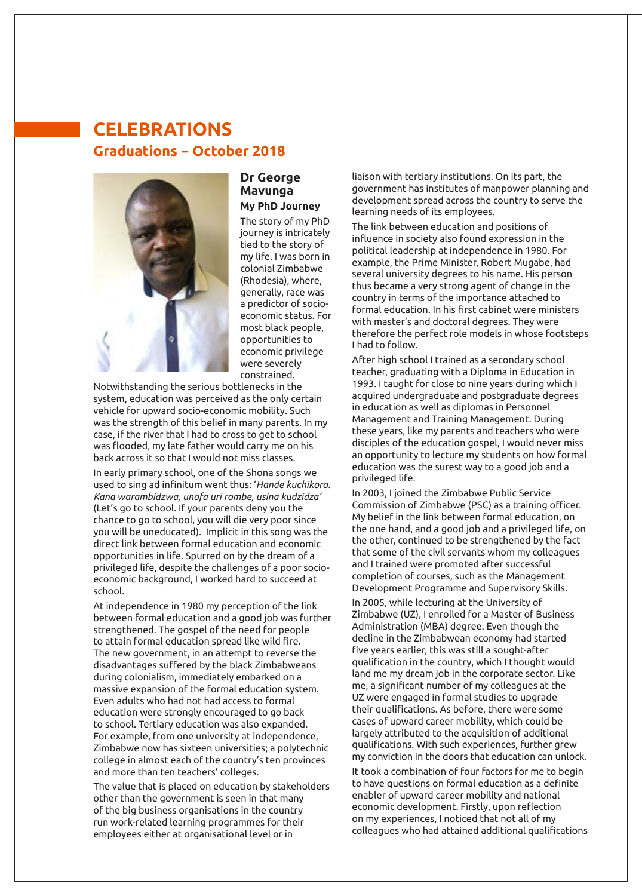# CELEBRATIONS

## Graduations – October 2018

### Dr George Mavunga

#### My PhD Journey

The story of my PhD journey is intricately tied to the story of my life. I was born in colonial Zimbabwe (Rhodesia), where, generally, race was a predictor of socio-economic status. For most black people, opportunities to economic privilege were severely constrained. Notwithstanding the serious bottlenecks in the system, education was perceived as the only certain vehicle for upward socio-economic mobility. Such was the strength of this belief in many parents. In my case, if the river that I had to cross to get to school was flooded, my late father would carry me on his back across it so that I would not miss classes.

In early primary school, one of the Shona songs we used to sing ad infinitum went thus: '*Hande kuchikoro. Kana warambidzwa, unofa uri rombe, usina kudzidza*' (Let's go to school. If your parents deny you the chance to go to school, you will die very poor since you will be uneducated). Implicit in this song was the direct link between formal education and economic opportunities in life. Spurred on by the dream of a privileged life, despite the challenges of a poor socio-economic background, I worked hard to succeed at school.

At independence in 1980 my perception of the link between formal education and a good job was further strengthened. The gospel of the need for people to attain formal education spread like wild fire. The new government, in an attempt to reverse the disadvantages suffered by the black Zimbabweans during colonialism, immediately embarked on a massive expansion of the formal education system. Even adults who had not had access to formal education were strongly encouraged to go back to school. Tertiary education was also expanded. For example, from one university at independence, Zimbabwe now has sixteen universities; a polytechnic college in almost each of the country's ten provinces and more than ten teachers' colleges.

The value that is placed on education by stakeholders other than the government is seen in that many of the big business organisations in the country run work-related learning programmes for their employees either at organisational level or in liaison with tertiary institutions. On its part, the government has institutes of manpower planning and development spread across the country to serve the learning needs of its employees.

The link between education and positions of influence in society also found expression in the political leadership at independence in 1980. For example, the Prime Minister, Robert Mugabe, had several university degrees to his name. His person thus became a very strong agent of change in the country in terms of the importance attached to formal education. In his first cabinet were ministers with master's and doctoral degrees. They were therefore the perfect role models in whose footsteps I had to follow.

After high school I trained as a secondary school teacher, graduating with a Diploma in Education in 1993. I taught for close to nine years during which I acquired undergraduate and postgraduate degrees in education as well as diplomas in Personnel Management and Training Management. During these years, like my parents and teachers who were disciples of the education gospel, I would never miss an opportunity to lecture my students on how formal education was the surest way to a good job and a privileged life.

In 2003, I joined the Zimbabwe Public Service Commission of Zimbabwe (PSC) as a training officer. My belief in the link between formal education, on the one hand, and a good job and a privileged life, on the other, continued to be strengthened by the fact that some of the civil servants whom my colleagues and I trained were promoted after successful completion of courses, such as the Management Development Programme and Supervisory Skills.

In 2005, while lecturing at the University of Zimbabwe (UZ), I enrolled for a Master of Business Administration (MBA) degree. Even though the decline in the Zimbabwean economy had started five years earlier, this was still a sought-after qualification in the country, which I thought would land me my dream job in the corporate sector. Like me, a significant number of my colleagues at the UZ were engaged in formal studies to upgrade their qualifications. As before, there were some cases of upward career mobility, which could be largely attributed to the acquisition of additional qualifications. With such experiences, further grew my conviction in the doors that education can unlock.

It took a combination of four factors for me to begin to have questions on formal education as a definite enabler of upward career mobility and national economic development. Firstly, upon reflection on my experiences, I noticed that not all of my colleagues who had attained additional qualifications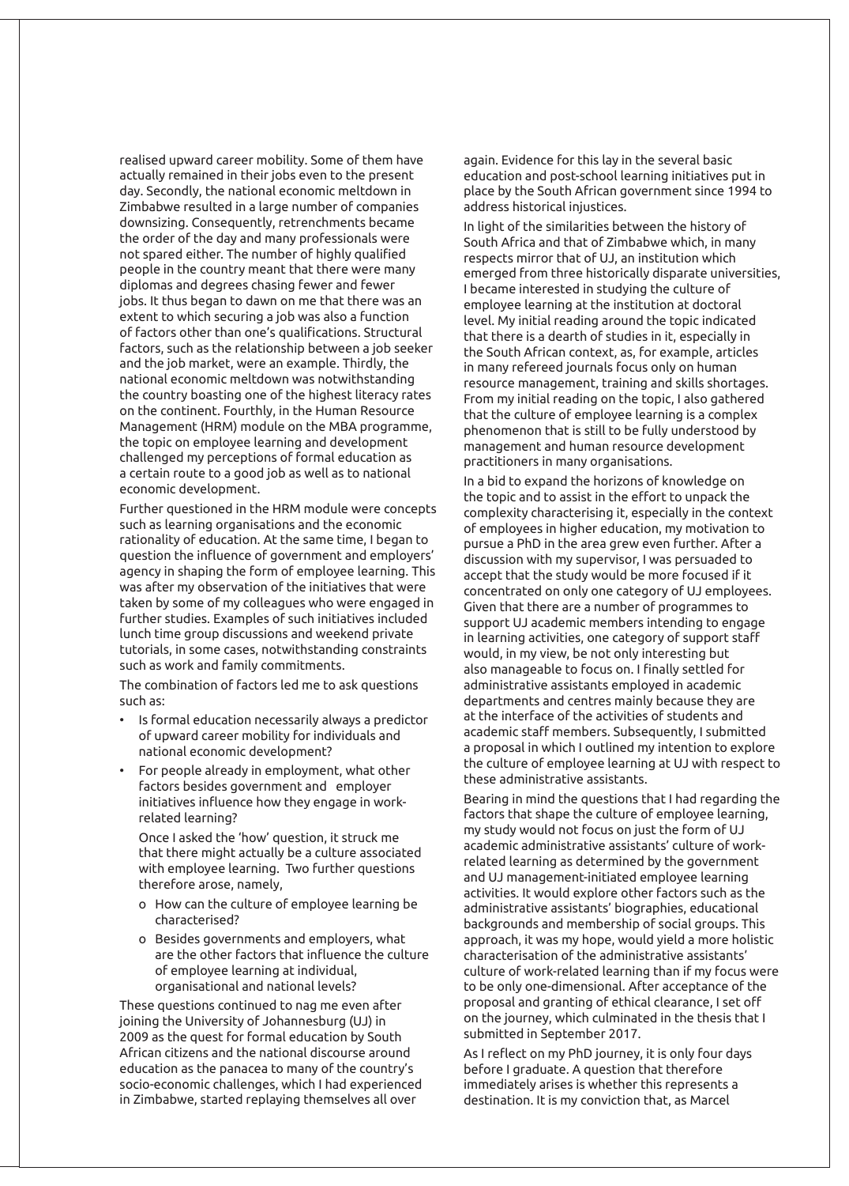realised upward career mobility. Some of them have actually remained in their jobs even to the present day. Secondly, the national economic meltdown in Zimbabwe resulted in a large number of companies downsizing. Consequently, retrenchments became the order of the day and many professionals were not spared either. The number of highly qualified people in the country meant that there were many diplomas and degrees chasing fewer and fewer jobs. It thus began to dawn on me that there was an extent to which securing a job was also a function of factors other than one's qualifications. Structural factors, such as the relationship between a job seeker and the job market, were an example. Thirdly, the national economic meltdown was notwithstanding the country boasting one of the highest literacy rates on the continent. Fourthly, in the Human Resource Management (HRM) module on the MBA programme, the topic on employee learning and development challenged my perceptions of formal education as a certain route to a good job as well as to national economic development.

Further questioned in the HRM module were concepts such as learning organisations and the economic rationality of education. At the same time, I began to question the influence of government and employers' agency in shaping the form of employee learning. This was after my observation of the initiatives that were taken by some of my colleagues who were engaged in further studies. Examples of such initiatives included lunch time group discussions and weekend private tutorials, in some cases, notwithstanding constraints such as work and family commitments.

The combination of factors led me to ask questions such as:

- Is formal education necessarily always a predictor of upward career mobility for individuals and national economic development?
- For people already in employment, what other factors besides government and employer initiatives influence how they engage in work-related learning?

  Once I asked the 'how' question, it struck me that there might actually be a culture associated with employee learning. Two further questions therefore arose, namely,

  - How can the culture of employee learning be characterised?
  - Besides governments and employers, what are the other factors that influence the culture of employee learning at individual, organisational and national levels?

These questions continued to nag me even after joining the University of Johannesburg (UJ) in 2009 as the quest for formal education by South African citizens and the national discourse around education as the panacea to many of the country's socio-economic challenges, which I had experienced in Zimbabwe, started replaying themselves all over again. Evidence for this lay in the several basic education and post-school learning initiatives put in place by the South African government since 1994 to address historical injustices.

In light of the similarities between the history of South Africa and that of Zimbabwe which, in many respects mirror that of UJ, an institution which emerged from three historically disparate universities, I became interested in studying the culture of employee learning at the institution at doctoral level. My initial reading around the topic indicated that there is a dearth of studies in it, especially in the South African context, as, for example, articles in many refereed journals focus only on human resource management, training and skills shortages. From my initial reading on the topic, I also gathered that the culture of employee learning is a complex phenomenon that is still to be fully understood by management and human resource development practitioners in many organisations.

In a bid to expand the horizons of knowledge on the topic and to assist in the effort to unpack the complexity characterising it, especially in the context of employees in higher education, my motivation to pursue a PhD in the area grew even further. After a discussion with my supervisor, I was persuaded to accept that the study would be more focused if it concentrated on only one category of UJ employees. Given that there are a number of programmes to support UJ academic members intending to engage in learning activities, one category of support staff would, in my view, be not only interesting but also manageable to focus on. I finally settled for administrative assistants employed in academic departments and centres mainly because they are at the interface of the activities of students and academic staff members. Subsequently, I submitted a proposal in which I outlined my intention to explore the culture of employee learning at UJ with respect to these administrative assistants.

Bearing in mind the questions that I had regarding the factors that shape the culture of employee learning, my study would not focus on just the form of UJ academic administrative assistants' culture of work-related learning as determined by the government and UJ management-initiated employee learning activities. It would explore other factors such as the administrative assistants' biographies, educational backgrounds and membership of social groups. This approach, it was my hope, would yield a more holistic characterisation of the administrative assistants' culture of work-related learning than if my focus were to be only one-dimensional. After acceptance of the proposal and granting of ethical clearance, I set off on the journey, which culminated in the thesis that I submitted in September 2017.

As I reflect on my PhD journey, it is only four days before I graduate. A question that therefore immediately arises is whether this represents a destination. It is my conviction that, as Marcel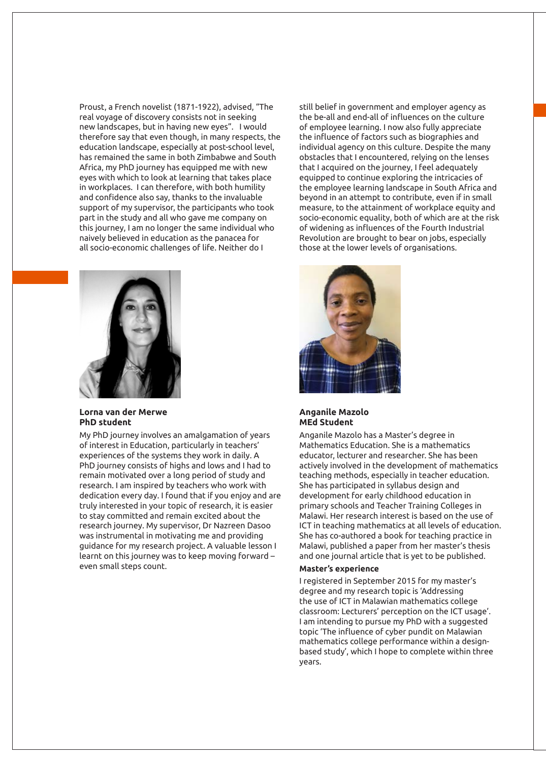Proust, a French novelist (1871-1922), advised, "The real voyage of discovery consists not in seeking new landscapes, but in having new eyes". I would therefore say that even though, in many respects, the education landscape, especially at post-school level, has remained the same in both Zimbabwe and South Africa, my PhD journey has equipped me with new eyes with which to look at learning that takes place in workplaces. I can therefore, with both humility and confidence also say, thanks to the invaluable support of my supervisor, the participants who took part in the study and all who gave me company on this journey, I am no longer the same individual who naively believed in education as the panacea for all socio-economic challenges of life. Neither do I still belief in government and employer agency as the be-all and end-all of influences on the culture of employee learning. I now also fully appreciate the influence of factors such as biographies and individual agency on this culture. Despite the many obstacles that I encountered, relying on the lenses that I acquired on the journey, I feel adequately equipped to continue exploring the intricacies of the employee learning landscape in South Africa and beyond in an attempt to contribute, even if in small measure, to the attainment of workplace equity and socio-economic equality, both of which are at the risk of widening as influences of the Fourth Industrial Revolution are brought to bear on jobs, especially those at the lower levels of organisations.

**Lorna van der Merwe**
**PhD student**

My PhD journey involves an amalgamation of years of interest in Education, particularly in teachers' experiences of the systems they work in daily. A PhD journey consists of highs and lows and I had to remain motivated over a long period of study and research. I am inspired by teachers who work with dedication every day. I found that if you enjoy and are truly interested in your topic of research, it is easier to stay committed and remain excited about the research journey. My supervisor, Dr Nazreen Dasoo was instrumental in motivating me and providing guidance for my research project. A valuable lesson I learnt on this journey was to keep moving forward – even small steps count.

**Anganile Mazolo**
**MEd Student**

Anganile Mazolo has a Master's degree in Mathematics Education. She is a mathematics educator, lecturer and researcher. She has been actively involved in the development of mathematics teaching methods, especially in teacher education. She has participated in syllabus design and development for early childhood education in primary schools and Teacher Training Colleges in Malawi. Her research interest is based on the use of ICT in teaching mathematics at all levels of education. She has co-authored a book for teaching practice in Malawi, published a paper from her master's thesis and one journal article that is yet to be published.

**Master's experience**

I registered in September 2015 for my master's degree and my research topic is 'Addressing the use of ICT in Malawian mathematics college classroom: Lecturers' perception on the ICT usage'. I am intending to pursue my PhD with a suggested topic 'The influence of cyber pundit on Malawian mathematics college performance within a design-based study', which I hope to complete within three years.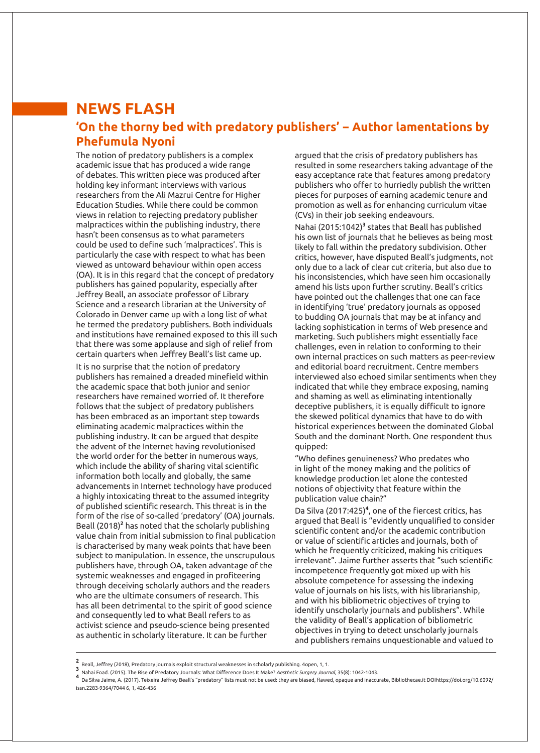# NEWS FLASH

## 'On the thorny bed with predatory publishers' – Author lamentations by Phefumula Nyoni

The notion of predatory publishers is a complex academic issue that has produced a wide range of debates. This written piece was produced after holding key informant interviews with various researchers from the Ali Mazrui Centre for Higher Education Studies. While there could be common views in relation to rejecting predatory publisher malpractices within the publishing industry, there hasn't been consensus as to what parameters could be used to define such 'malpractices'. This is particularly the case with respect to what has been viewed as untoward behaviour within open access (OA). It is in this regard that the concept of predatory publishers has gained popularity, especially after Jeffrey Beall, an associate professor of Library Science and a research librarian at the University of Colorado in Denver came up with a long list of what he termed the predatory publishers. Both individuals and institutions have remained exposed to this ill such that there was some applause and sigh of relief from certain quarters when Jeffrey Beall's list came up.

It is no surprise that the notion of predatory publishers has remained a dreaded minefield within the academic space that both junior and senior researchers have remained worried of. It therefore follows that the subject of predatory publishers has been embraced as an important step towards eliminating academic malpractices within the publishing industry. It can be argued that despite the advent of the Internet having revolutionised the world order for the better in numerous ways, which include the ability of sharing vital scientific information both locally and globally, the same advancements in Internet technology have produced a highly intoxicating threat to the assumed integrity of published scientific research. This threat is in the form of the rise of so-called 'predatory' (OA) journals. Beall (2018)[2] has noted that the scholarly publishing value chain from initial submission to final publication is characterised by many weak points that have been subject to manipulation. In essence, the unscrupulous publishers have, through OA, taken advantage of the systemic weaknesses and engaged in profiteering through deceiving scholarly authors and the readers who are the ultimate consumers of research. This has all been detrimental to the spirit of good science and consequently led to what Beall refers to as activist science and pseudo-science being presented as authentic in scholarly literature. It can be further argued that the crisis of predatory publishers has resulted in some researchers taking advantage of the easy acceptance rate that features among predatory publishers who offer to hurriedly publish the written pieces for purposes of earning academic tenure and promotion as well as for enhancing curriculum vitae (CVs) in their job seeking endeavours.

Nahai (2015:1042)[3] states that Beall has published his own list of journals that he believes as being most likely to fall within the predatory subdivision. Other critics, however, have disputed Beall's judgments, not only due to a lack of clear cut criteria, but also due to his inconsistencies, which have seen him occasionally amend his lists upon further scrutiny. Beall's critics have pointed out the challenges that one can face in identifying 'true' predatory journals as opposed to budding OA journals that may be at infancy and lacking sophistication in terms of Web presence and marketing. Such publishers might essentially face challenges, even in relation to conforming to their own internal practices on such matters as peer-review and editorial board recruitment. Centre members interviewed also echoed similar sentiments when they indicated that while they embrace exposing, naming and shaming as well as eliminating intentionally deceptive publishers, it is equally difficult to ignore the skewed political dynamics that have to do with historical experiences between the dominated Global South and the dominant North. One respondent thus quipped:

"Who defines genuineness? Who predates who in light of the money making and the politics of knowledge production let alone the contested notions of objectivity that feature within the publication value chain?"

Da Silva (2017:425)[4], one of the fiercest critics, has argued that Beall is "evidently unqualified to consider scientific content and/or the academic contribution or value of scientific articles and journals, both of which he frequently criticized, making his critiques irrelevant". Jaime further asserts that "such scientific incompetence frequently got mixed up with his absolute competence for assessing the indexing value of journals on his lists, with his librarianship, and with his bibliometric objectives of trying to identify unscholarly journals and publishers". While the validity of Beall's application of bibliometric objectives in trying to detect unscholarly journals and publishers remains unquestionable and valued to

---

[2] Beall, Jeffrey (2018), Predatory journals exploit structural weaknesses in scholarly publishing. 4open, 1, 1.

[3] Nahai Foad. (2015). The Rise of Predatory Journals: What Difference Does It Make? *Aesthetic Surgery Journal*, 35(8): 1042-1043.

[4] Da Silva Jaime, A. (2017). Teixeira Jeffrey Beall's "predatory" lists must not be used: they are biased, flawed, opaque and inaccurate, Bibliothecae.it DOIhttps://doi.org/10.6092/issn.2283-9364/7044 6, 1, 426-436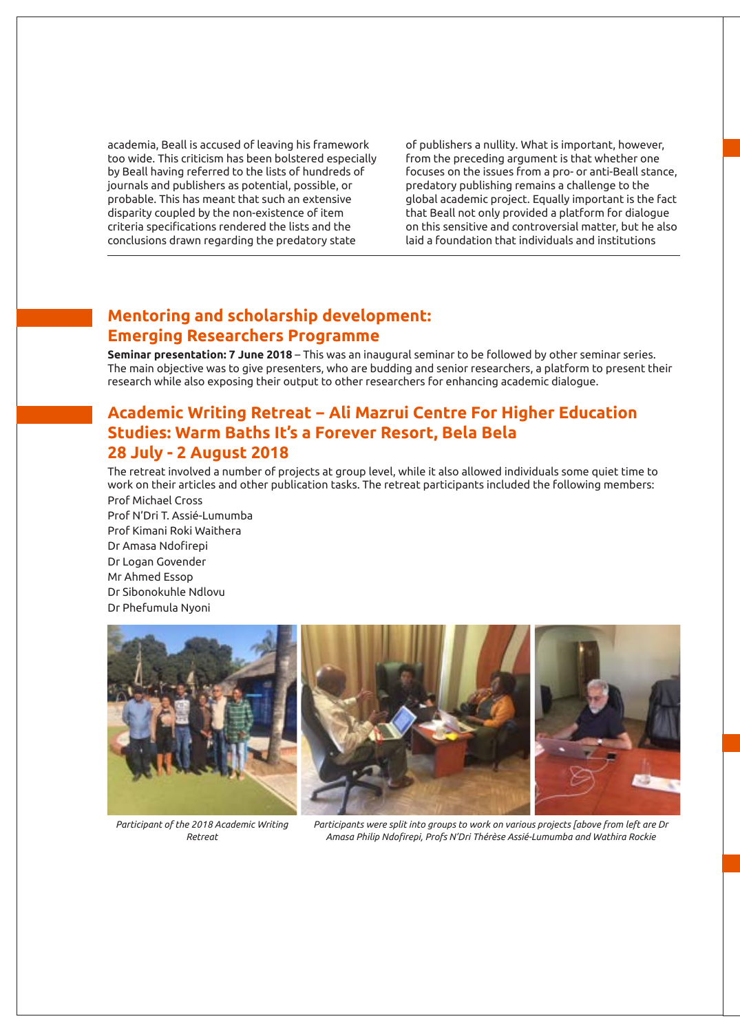academia, Beall is accused of leaving his framework too wide. This criticism has been bolstered especially by Beall having referred to the lists of hundreds of journals and publishers as potential, possible, or probable. This has meant that such an extensive disparity coupled by the non-existence of item criteria specifications rendered the lists and the conclusions drawn regarding the predatory state of publishers a nullity. What is important, however, from the preceding argument is that whether one focuses on the issues from a pro- or anti-Beall stance, predatory publishing remains a challenge to the global academic project. Equally important is the fact that Beall not only provided a platform for dialogue on this sensitive and controversial matter, but he also laid a foundation that individuals and institutions

## Mentoring and scholarship development: Emerging Researchers Programme

**Seminar presentation: 7 June 2018** – This was an inaugural seminar to be followed by other seminar series. The main objective was to give presenters, who are budding and senior researchers, a platform to present their research while also exposing their output to other researchers for enhancing academic dialogue.

## Academic Writing Retreat – Ali Mazrui Centre For Higher Education Studies: Warm Baths It's a Forever Resort, Bela Bela 28 July - 2 August 2018

The retreat involved a number of projects at group level, while it also allowed individuals some quiet time to work on their articles and other publication tasks. The retreat participants included the following members:

Prof Michael Cross
Prof N'Dri T. Assié-Lumumba
Prof Kimani Roki Waithera
Dr Amasa Ndofirepi
Dr Logan Govender
Mr Ahmed Essop
Dr Sibonokuhle Ndlovu
Dr Phefumula Nyoni

*Participant of the 2018 Academic Writing Retreat*

*Participants were split into groups to work on various projects [above from left are Dr Amasa Philip Ndofirepi, Profs N'Dri Thérèse Assié-Lumumba and Wathira Rockie*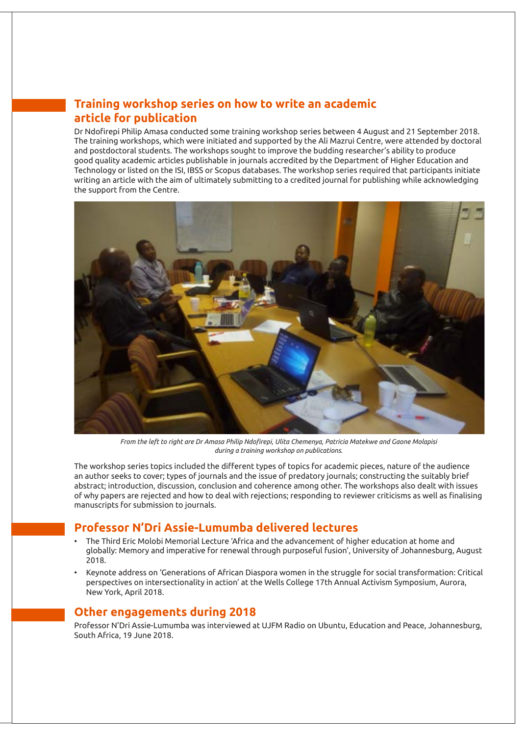## Training workshop series on how to write an academic article for publication

Dr Ndofirepi Philip Amasa conducted some training workshop series between 4 August and 21 September 2018. The training workshops, which were initiated and supported by the Ali Mazrui Centre, were attended by doctoral and postdoctoral students. The workshops sought to improve the budding researcher's ability to produce good quality academic articles publishable in journals accredited by the Department of Higher Education and Technology or listed on the ISI, IBSS or Scopus databases. The workshop series required that participants initiate writing an article with the aim of ultimately submitting to a credited journal for publishing while acknowledging the support from the Centre.

*From the left to right are Dr Amasa Philip Ndofirepi, Ulita Chemenya, Patricia Matekwe and Gaone Molapisi during a training workshop on publications.*

The workshop series topics included the different types of topics for academic pieces, nature of the audience an author seeks to cover; types of journals and the issue of predatory journals; constructing the suitably brief abstract; introduction, discussion, conclusion and coherence among other. The workshops also dealt with issues of why papers are rejected and how to deal with rejections; responding to reviewer criticisms as well as finalising manuscripts for submission to journals.

## Professor N'Dri Assie-Lumumba delivered lectures

- The Third Eric Molobi Memorial Lecture 'Africa and the advancement of higher education at home and globally: Memory and imperative for renewal through purposeful fusion', University of Johannesburg, August 2018.
- Keynote address on 'Generations of African Diaspora women in the struggle for social transformation: Critical perspectives on intersectionality in action' at the Wells College 17th Annual Activism Symposium, Aurora, New York, April 2018.

## Other engagements during 2018

Professor N'Dri Assie-Lumumba was interviewed at UJFM Radio on Ubuntu, Education and Peace, Johannesburg, South Africa, 19 June 2018.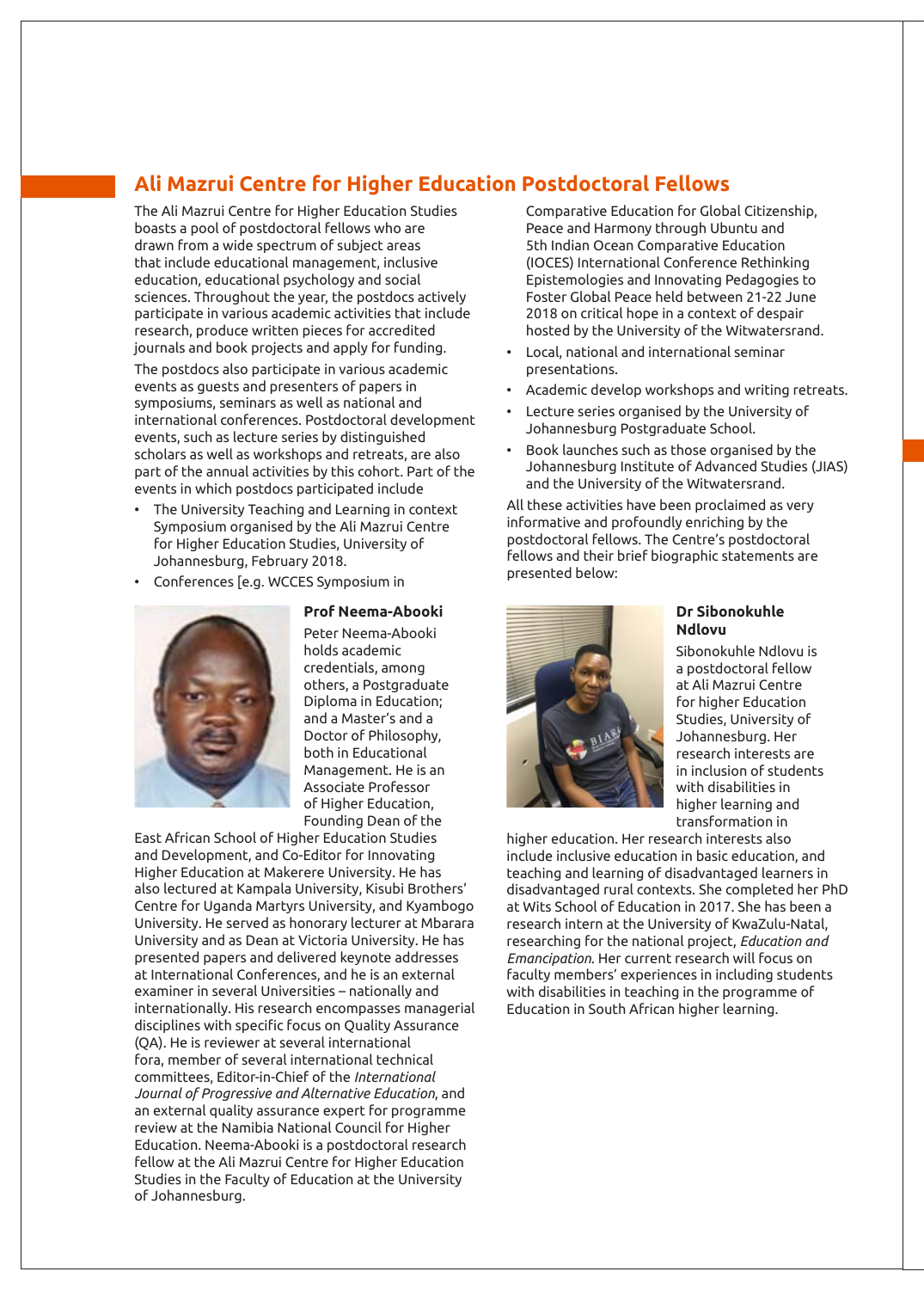## Ali Mazrui Centre for Higher Education Postdoctoral Fellows

The Ali Mazrui Centre for Higher Education Studies boasts a pool of postdoctoral fellows who are drawn from a wide spectrum of subject areas that include educational management, inclusive education, educational psychology and social sciences. Throughout the year, the postdocs actively participate in various academic activities that include research, produce written pieces for accredited journals and book projects and apply for funding.

The postdocs also participate in various academic events as guests and presenters of papers in symposiums, seminars as well as national and international conferences. Postdoctoral development events, such as lecture series by distinguished scholars as well as workshops and retreats, are also part of the annual activities by this cohort. Part of the events in which postdocs participated include

- The University Teaching and Learning in context Symposium organised by the Ali Mazrui Centre for Higher Education Studies, University of Johannesburg, February 2018.
- Conferences [e.g. WCCES Symposium in Comparative Education for Global Citizenship, Peace and Harmony through Ubuntu and 5th Indian Ocean Comparative Education (IOCES) International Conference Rethinking Epistemologies and Innovating Pedagogies to Foster Global Peace held between 21-22 June 2018 on critical hope in a context of despair hosted by the University of the Witwatersrand.
- Local, national and international seminar presentations.
- Academic develop workshops and writing retreats.
- Lecture series organised by the University of Johannesburg Postgraduate School.
- Book launches such as those organised by the Johannesburg Institute of Advanced Studies (JIAS) and the University of the Witwatersrand.

All these activities have been proclaimed as very informative and profoundly enriching by the postdoctoral fellows. The Centre's postdoctoral fellows and their brief biographic statements are presented below:

**Prof Neema-Abooki**

Peter Neema-Abooki holds academic credentials, among others, a Postgraduate Diploma in Education; and a Master's and a Doctor of Philosophy, both in Educational Management. He is an Associate Professor of Higher Education, Founding Dean of the East African School of Higher Education Studies and Development, and Co-Editor for Innovating Higher Education at Makerere University. He has also lectured at Kampala University, Kisubi Brothers' Centre for Uganda Martyrs University, and Kyambogo University. He served as honorary lecturer at Mbarara University and as Dean at Victoria University. He has presented papers and delivered keynote addresses at International Conferences, and he is an external examiner in several Universities – nationally and internationally. His research encompasses managerial disciplines with specific focus on Quality Assurance (QA). He is reviewer at several international fora, member of several international technical committees, Editor-in-Chief of the *International Journal of Progressive and Alternative Education*, and an external quality assurance expert for programme review at the Namibia National Council for Higher Education. Neema-Abooki is a postdoctoral research fellow at the Ali Mazrui Centre for Higher Education Studies in the Faculty of Education at the University of Johannesburg.

**Dr Sibonokuhle Ndlovu**

Sibonokuhle Ndlovu is a postdoctoral fellow at Ali Mazrui Centre for higher Education Studies, University of Johannesburg. Her research interests are in inclusion of students with disabilities in higher learning and transformation in higher education. Her research interests also include inclusive education in basic education, and teaching and learning of disadvantaged learners in disadvantaged rural contexts. She completed her PhD at Wits School of Education in 2017. She has been a research intern at the University of KwaZulu-Natal, researching for the national project, *Education and Emancipation*. Her current research will focus on faculty members' experiences in including students with disabilities in teaching in the programme of Education in South African higher learning.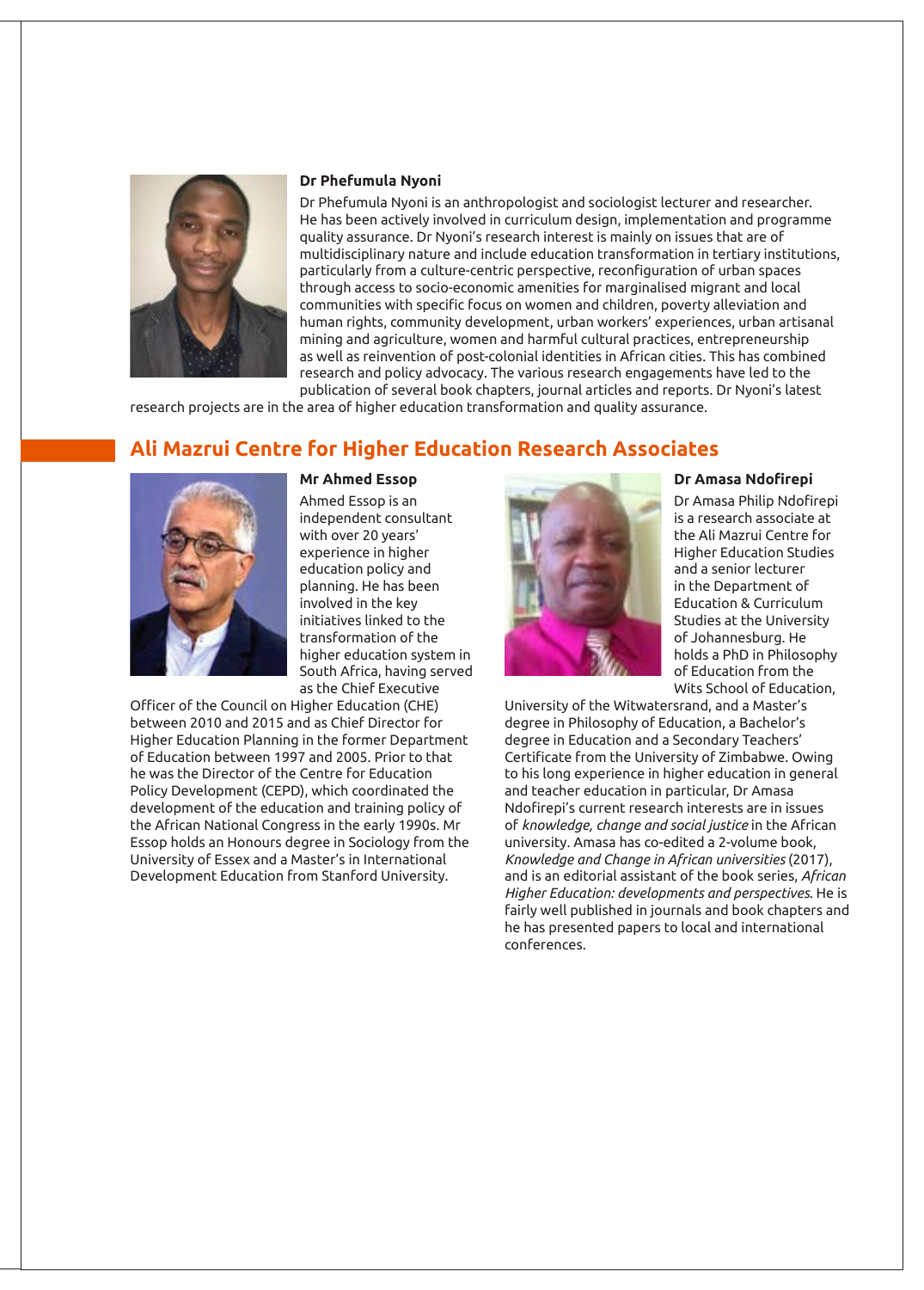### Dr Phefumula Nyoni

Dr Phefumula Nyoni is an anthropologist and sociologist lecturer and researcher. He has been actively involved in curriculum design, implementation and programme quality assurance. Dr Nyoni's research interest is mainly on issues that are of multidisciplinary nature and include education transformation in tertiary institutions, particularly from a culture-centric perspective, reconfiguration of urban spaces through access to socio-economic amenities for marginalised migrant and local communities with specific focus on women and children, poverty alleviation and human rights, community development, urban workers' experiences, urban artisanal mining and agriculture, women and harmful cultural practices, entrepreneurship as well as reinvention of post-colonial identities in African cities. This has combined research and policy advocacy. The various research engagements have led to the publication of several book chapters, journal articles and reports. Dr Nyoni's latest research projects are in the area of higher education transformation and quality assurance.

## Ali Mazrui Centre for Higher Education Research Associates

### Mr Ahmed Essop

Ahmed Essop is an independent consultant with over 20 years' experience in higher education policy and planning. He has been involved in the key initiatives linked to the transformation of the higher education system in South Africa, having served as the Chief Executive Officer of the Council on Higher Education (CHE) between 2010 and 2015 and as Chief Director for Higher Education Planning in the former Department of Education between 1997 and 2005. Prior to that he was the Director of the Centre for Education Policy Development (CEPD), which coordinated the development of the education and training policy of the African National Congress in the early 1990s. Mr Essop holds an Honours degree in Sociology from the University of Essex and a Master's in International Development Education from Stanford University.

### Dr Amasa Ndofirepi

Dr Amasa Philip Ndofirepi is a research associate at the Ali Mazrui Centre for Higher Education Studies and a senior lecturer in the Department of Education & Curriculum Studies at the University of Johannesburg. He holds a PhD in Philosophy of Education from the Wits School of Education, University of the Witwatersrand, and a Master's degree in Philosophy of Education, a Bachelor's degree in Education and a Secondary Teachers' Certificate from the University of Zimbabwe. Owing to his long experience in higher education in general and teacher education in particular, Dr Amasa Ndofirepi's current research interests are in issues of *knowledge, change and social justice* in the African university. Amasa has co-edited a 2-volume book, *Knowledge and Change in African universities* (2017), and is an editorial assistant of the book series, *African Higher Education: developments and perspectives*. He is fairly well published in journals and book chapters and he has presented papers to local and international conferences.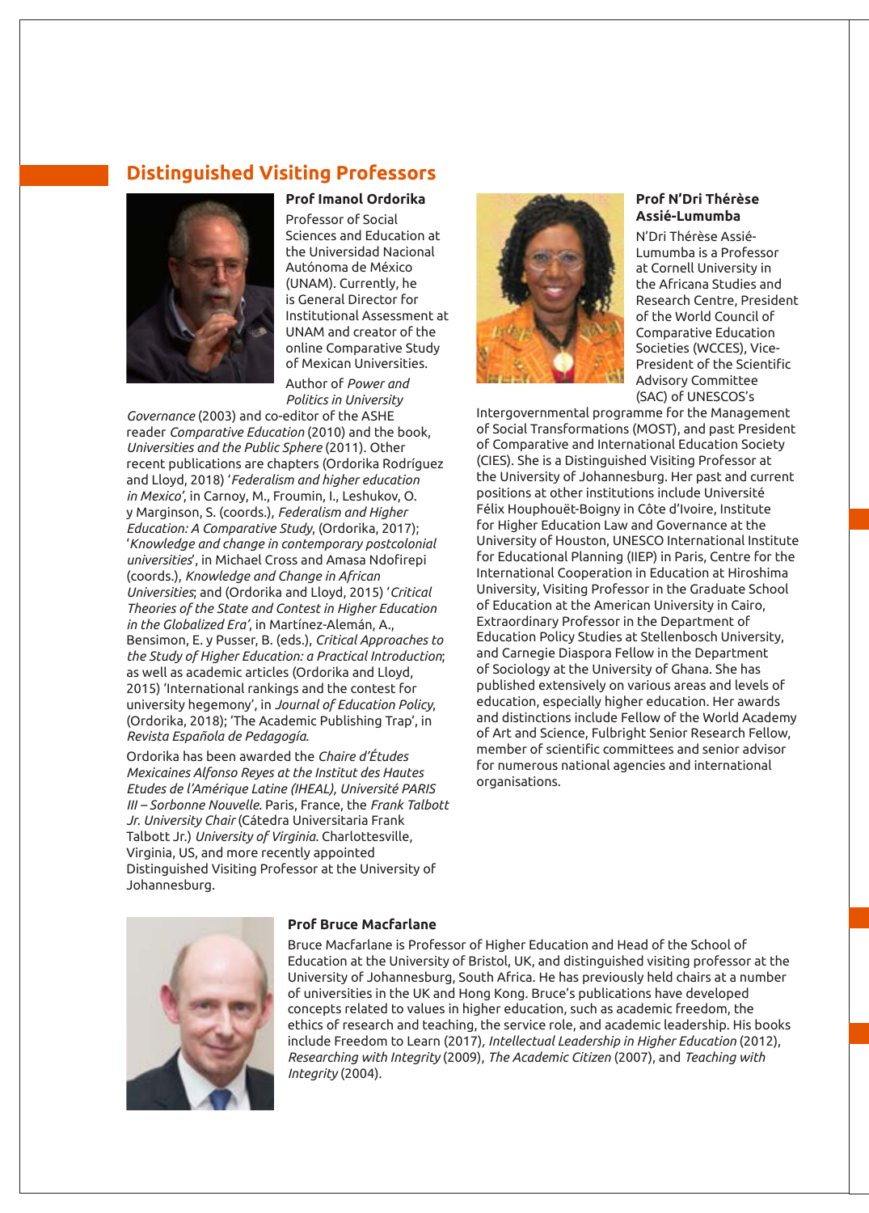## Distinguished Visiting Professors

### Prof Imanol Ordorika

Professor of Social Sciences and Education at the Universidad Nacional Autónoma de México (UNAM). Currently, he is General Director for Institutional Assessment at UNAM and creator of the online Comparative Study of Mexican Universities.

Author of *Power and Politics in University Governance* (2003) and co-editor of the ASHE reader *Comparative Education* (2010) and the book, *Universities and the Public Sphere* (2011). Other recent publications are chapters (Ordorika Rodríguez and Lloyd, 2018) '*Federalism and higher education in Mexico'*, in Carnoy, M., Froumin, I., Leshukov, O. y Marginson, S. (coords.), *Federalism and Higher Education: A Comparative Study*, (Ordorika, 2017); '*Knowledge and change in contemporary postcolonial universities*', in Michael Cross and Amasa Ndofirepi (coords.), *Knowledge and Change in African Universities*; and (Ordorika and Lloyd, 2015) '*Critical Theories of the State and Contest in Higher Education in the Globalized Era'*, in Martínez-Alemán, A., Bensimon, E. y Pusser, B. (eds.), *Critical Approaches to the Study of Higher Education: a Practical Introduction*; as well as academic articles (Ordorika and Lloyd, 2015) 'International rankings and the contest for university hegemony', in *Journal of Education Policy*, (Ordorika, 2018); 'The Academic Publishing Trap', in *Revista Española de Pedagogía*.

Ordorika has been awarded the *Chaire d'Études Mexicaines Alfonso Reyes at the Institut des Hautes Etudes de l'Amérique Latine (IHEAL), Université PARIS III – Sorbonne Nouvelle.* Paris, France, the *Frank Talbott Jr. University Chair* (Cátedra Universitaria Frank Talbott Jr.) *University of Virginia.* Charlottesville, Virginia, US, and more recently appointed Distinguished Visiting Professor at the University of Johannesburg.

### Prof N'Dri Thérèse Assié-Lumumba

N'Dri Thérèse Assié-Lumumba is a Professor at Cornell University in the Africana Studies and Research Centre, President of the World Council of Comparative Education Societies (WCCES), Vice-President of the Scientific Advisory Committee (SAC) of UNESCOS's Intergovernmental programme for the Management of Social Transformations (MOST), and past President of Comparative and International Education Society (CIES). She is a Distinguished Visiting Professor at the University of Johannesburg. Her past and current positions at other institutions include Université Félix Houphouët-Boigny in Côte d'Ivoire, Institute for Higher Education Law and Governance at the University of Houston, UNESCO International Institute for Educational Planning (IIEP) in Paris, Centre for the International Cooperation in Education at Hiroshima University, Visiting Professor in the Graduate School of Education at the American University in Cairo, Extraordinary Professor in the Department of Education Policy Studies at Stellenbosch University, and Carnegie Diaspora Fellow in the Department of Sociology at the University of Ghana. She has published extensively on various areas and levels of education, especially higher education. Her awards and distinctions include Fellow of the World Academy of Art and Science, Fulbright Senior Research Fellow, member of scientific committees and senior advisor for numerous national agencies and international organisations.

### Prof Bruce Macfarlane

Bruce Macfarlane is Professor of Higher Education and Head of the School of Education at the University of Bristol, UK, and distinguished visiting professor at the University of Johannesburg, South Africa. He has previously held chairs at a number of universities in the UK and Hong Kong. Bruce's publications have developed concepts related to values in higher education, such as academic freedom, the ethics of research and teaching, the service role, and academic leadership. His books include Freedom to Learn (2017), *Intellectual Leadership in Higher Education* (2012), *Researching with Integrity* (2009), *The Academic Citizen* (2007), and *Teaching with Integrity* (2004).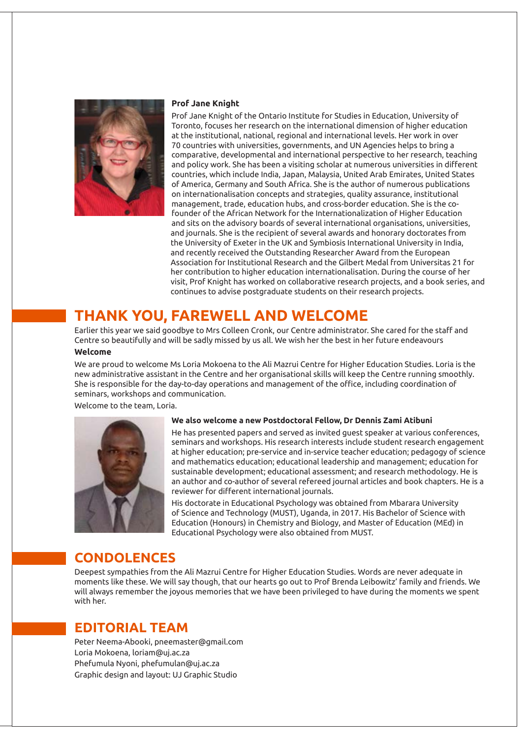**Prof Jane Knight**

Prof Jane Knight of the Ontario Institute for Studies in Education, University of Toronto, focuses her research on the international dimension of higher education at the institutional, national, regional and international levels. Her work in over 70 countries with universities, governments, and UN Agencies helps to bring a comparative, developmental and international perspective to her research, teaching and policy work. She has been a visiting scholar at numerous universities in different countries, which include India, Japan, Malaysia, United Arab Emirates, United States of America, Germany and South Africa. She is the author of numerous publications on internationalisation concepts and strategies, quality assurance, institutional management, trade, education hubs, and cross-border education. She is the co-founder of the African Network for the Internationalization of Higher Education and sits on the advisory boards of several international organisations, universities, and journals. She is the recipient of several awards and honorary doctorates from the University of Exeter in the UK and Symbiosis International University in India, and recently received the Outstanding Researcher Award from the European Association for Institutional Research and the Gilbert Medal from Universitas 21 for her contribution to higher education internationalisation. During the course of her visit, Prof Knight has worked on collaborative research projects, and a book series, and continues to advise postgraduate students on their research projects.

## THANK YOU, FAREWELL AND WELCOME

Earlier this year we said goodbye to Mrs Colleen Cronk, our Centre administrator. She cared for the staff and Centre so beautifully and will be sadly missed by us all. We wish her the best in her future endeavours

**Welcome**

We are proud to welcome Ms Loria Mokoena to the Ali Mazrui Centre for Higher Education Studies. Loria is the new administrative assistant in the Centre and her organisational skills will keep the Centre running smoothly. She is responsible for the day-to-day operations and management of the office, including coordination of seminars, workshops and communication.

Welcome to the team, Loria.

**We also welcome a new Postdoctoral Fellow, Dr Dennis Zami Atibuni**

He has presented papers and served as invited guest speaker at various conferences, seminars and workshops. His research interests include student research engagement at higher education; pre-service and in-service teacher education; pedagogy of science and mathematics education; educational leadership and management; education for sustainable development; educational assessment; and research methodology. He is an author and co-author of several refereed journal articles and book chapters. He is a reviewer for different international journals.

His doctorate in Educational Psychology was obtained from Mbarara University of Science and Technology (MUST), Uganda, in 2017. His Bachelor of Science with Education (Honours) in Chemistry and Biology, and Master of Education (MEd) in Educational Psychology were also obtained from MUST.

## CONDOLENCES

Deepest sympathies from the Ali Mazrui Centre for Higher Education Studies. Words are never adequate in moments like these. We will say though, that our hearts go out to Prof Brenda Leibowitz' family and friends. We will always remember the joyous memories that we have been privileged to have during the moments we spent with her.

## EDITORIAL TEAM

Peter Neema-Abooki, pneemaster@gmail.com
Loria Mokoena, loriam@uj.ac.za
Phefumula Nyoni, phefumulan@uj.ac.za
Graphic design and layout: UJ Graphic Studio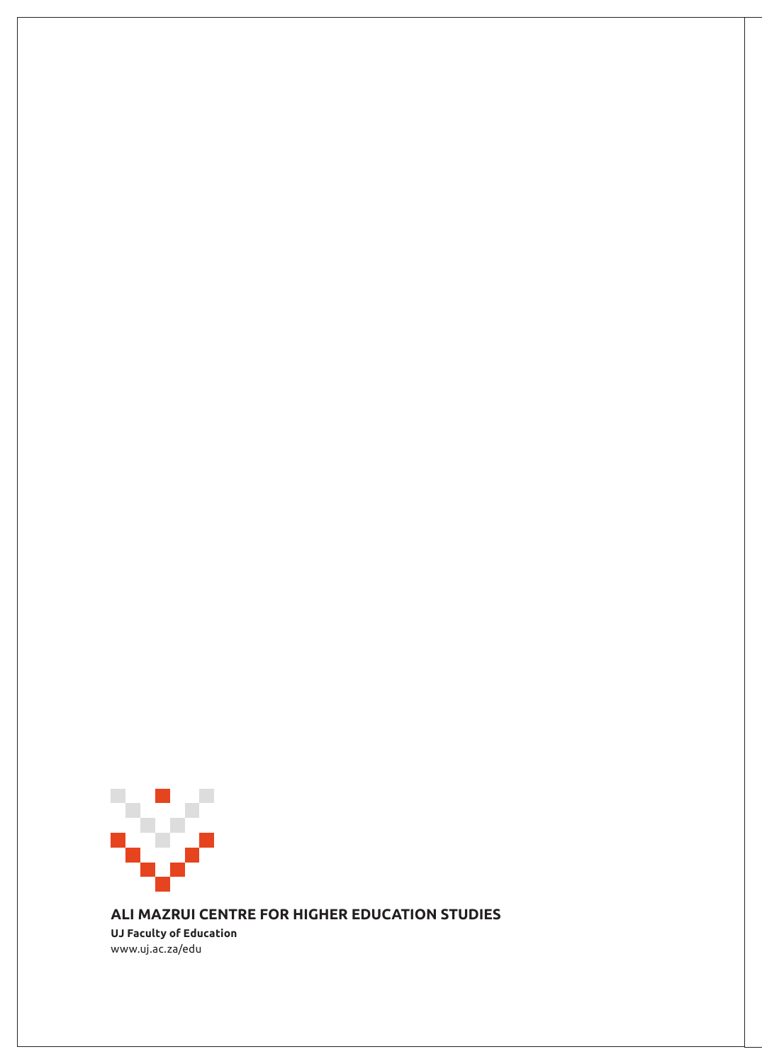**ALI MAZRUI CENTRE FOR HIGHER EDUCATION STUDIES**

**UJ Faculty of Education**

www.uj.ac.za/edu